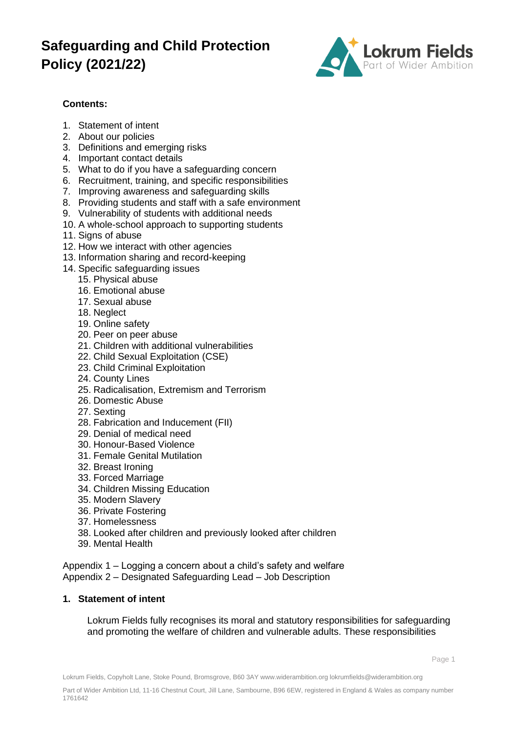# Safeguarding and Child Protection Policy (2021/22)

**Contents:**

1. Statement of intent
2. About our policies
3. Definitions and emerging risks
4. Important contact details
5. What to do if you have a safeguarding concern
6. Recruitment, training, and specific responsibilities
7. Improving awareness and safeguarding skills
8. Providing students and staff with a safe environment
9. Vulnerability of students with additional needs
10. A whole-school approach to supporting students
11. Signs of abuse
12. How we interact with other agencies
13. Information sharing and record-keeping
14. Specific safeguarding issues
    15. Physical abuse
    16. Emotional abuse
    17. Sexual abuse
    18. Neglect
    19. Online safety
    20. Peer on peer abuse
    21. Children with additional vulnerabilities
    22. Child Sexual Exploitation (CSE)
    23. Child Criminal Exploitation
    24. County Lines
    25. Radicalisation, Extremism and Terrorism
    26. Domestic Abuse
    27. Sexting
    28. Fabrication and Inducement (FII)
    29. Denial of medical need
    30. Honour-Based Violence
    31. Female Genital Mutilation
    32. Breast Ironing
    33. Forced Marriage
    34. Children Missing Education
    35. Modern Slavery
    36. Private Fostering
    37. Homelessness
    38. Looked after children and previously looked after children
    39. Mental Health

Appendix 1 – Logging a concern about a child's safety and welfare
Appendix 2 – Designated Safeguarding Lead – Job Description

## 1. Statement of intent

Lokrum Fields fully recognises its moral and statutory responsibilities for safeguarding and promoting the welfare of children and vulnerable adults. These responsibilities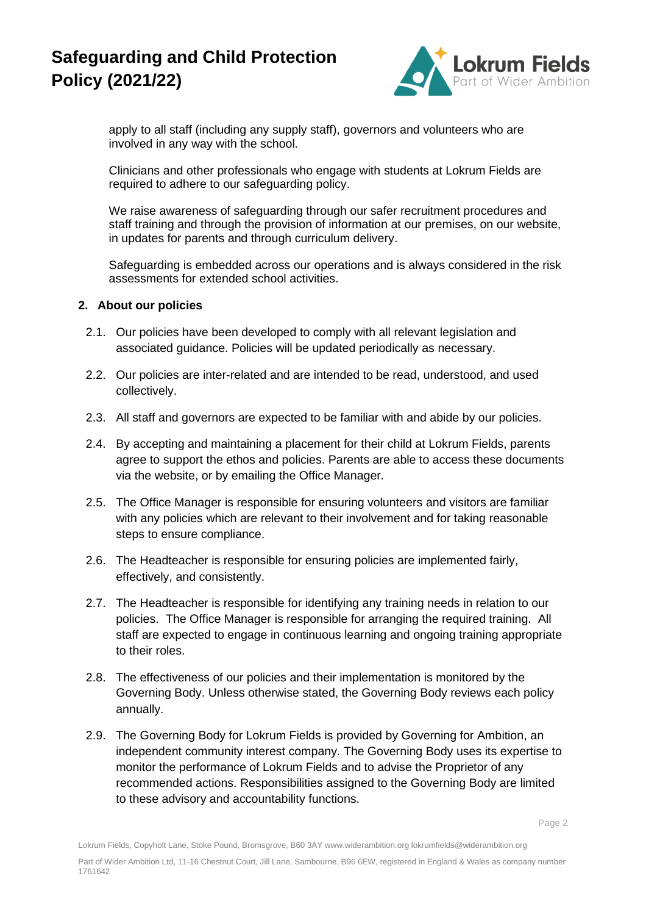apply to all staff (including any supply staff), governors and volunteers who are involved in any way with the school.

Clinicians and other professionals who engage with students at Lokrum Fields are required to adhere to our safeguarding policy.

We raise awareness of safeguarding through our safer recruitment procedures and staff training and through the provision of information at our premises, on our website, in updates for parents and through curriculum delivery.

Safeguarding is embedded across our operations and is always considered in the risk assessments for extended school activities.

## 2. About our policies

2.1. Our policies have been developed to comply with all relevant legislation and associated guidance. Policies will be updated periodically as necessary.

2.2. Our policies are inter-related and are intended to be read, understood, and used collectively.

2.3. All staff and governors are expected to be familiar with and abide by our policies.

2.4. By accepting and maintaining a placement for their child at Lokrum Fields, parents agree to support the ethos and policies. Parents are able to access these documents via the website, or by emailing the Office Manager.

2.5. The Office Manager is responsible for ensuring volunteers and visitors are familiar with any policies which are relevant to their involvement and for taking reasonable steps to ensure compliance.

2.6. The Headteacher is responsible for ensuring policies are implemented fairly, effectively, and consistently.

2.7. The Headteacher is responsible for identifying any training needs in relation to our policies. The Office Manager is responsible for arranging the required training. All staff are expected to engage in continuous learning and ongoing training appropriate to their roles.

2.8. The effectiveness of our policies and their implementation is monitored by the Governing Body. Unless otherwise stated, the Governing Body reviews each policy annually.

2.9. The Governing Body for Lokrum Fields is provided by Governing for Ambition, an independent community interest company. The Governing Body uses its expertise to monitor the performance of Lokrum Fields and to advise the Proprietor of any recommended actions. Responsibilities assigned to the Governing Body are limited to these advisory and accountability functions.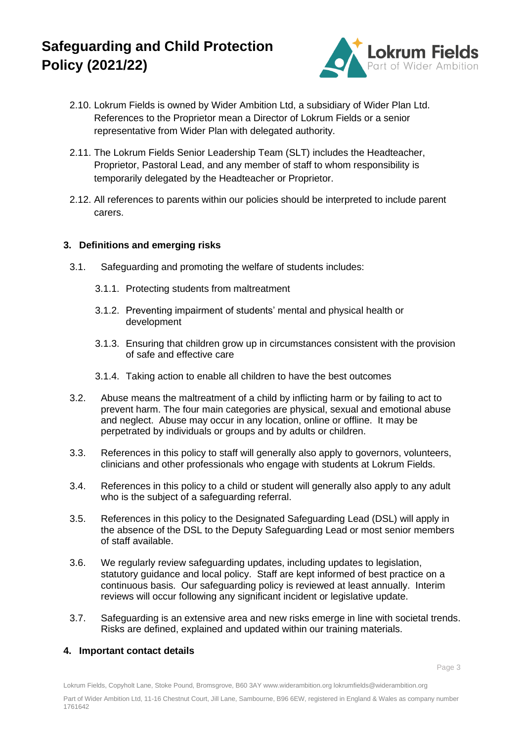2.10. Lokrum Fields is owned by Wider Ambition Ltd, a subsidiary of Wider Plan Ltd. References to the Proprietor mean a Director of Lokrum Fields or a senior representative from Wider Plan with delegated authority.

2.11. The Lokrum Fields Senior Leadership Team (SLT) includes the Headteacher, Proprietor, Pastoral Lead, and any member of staff to whom responsibility is temporarily delegated by the Headteacher or Proprietor.

2.12. All references to parents within our policies should be interpreted to include parent carers.

## 3. Definitions and emerging risks

3.1. Safeguarding and promoting the welfare of students includes:

3.1.1. Protecting students from maltreatment

3.1.2. Preventing impairment of students' mental and physical health or development

3.1.3. Ensuring that children grow up in circumstances consistent with the provision of safe and effective care

3.1.4. Taking action to enable all children to have the best outcomes

3.2. Abuse means the maltreatment of a child by inflicting harm or by failing to act to prevent harm. The four main categories are physical, sexual and emotional abuse and neglect. Abuse may occur in any location, online or offline. It may be perpetrated by individuals or groups and by adults or children.

3.3. References in this policy to staff will generally also apply to governors, volunteers, clinicians and other professionals who engage with students at Lokrum Fields.

3.4. References in this policy to a child or student will generally also apply to any adult who is the subject of a safeguarding referral.

3.5. References in this policy to the Designated Safeguarding Lead (DSL) will apply in the absence of the DSL to the Deputy Safeguarding Lead or most senior members of staff available.

3.6. We regularly review safeguarding updates, including updates to legislation, statutory guidance and local policy. Staff are kept informed of best practice on a continuous basis. Our safeguarding policy is reviewed at least annually. Interim reviews will occur following any significant incident or legislative update.

3.7. Safeguarding is an extensive area and new risks emerge in line with societal trends. Risks are defined, explained and updated within our training materials.

## 4. Important contact details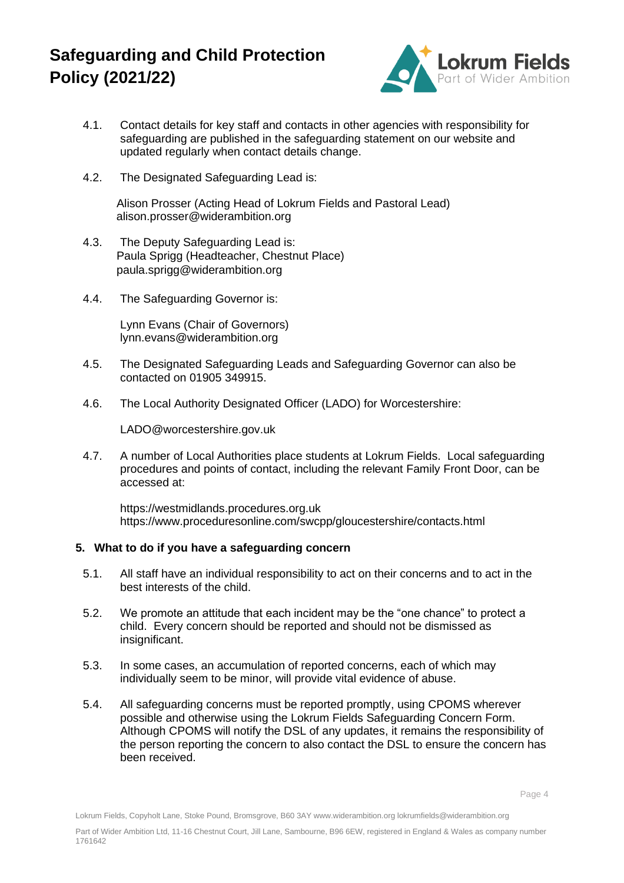4.1. Contact details for key staff and contacts in other agencies with responsibility for safeguarding are published in the safeguarding statement on our website and updated regularly when contact details change.

4.2. The Designated Safeguarding Lead is:

Alison Prosser (Acting Head of Lokrum Fields and Pastoral Lead)
alison.prosser@widerambition.org

4.3. The Deputy Safeguarding Lead is:
Paula Sprigg (Headteacher, Chestnut Place)
paula.sprigg@widerambition.org

4.4. The Safeguarding Governor is:

Lynn Evans (Chair of Governors)
lynn.evans@widerambition.org

4.5. The Designated Safeguarding Leads and Safeguarding Governor can also be contacted on 01905 349915.

4.6. The Local Authority Designated Officer (LADO) for Worcestershire:

LADO@worcestershire.gov.uk

4.7. A number of Local Authorities place students at Lokrum Fields. Local safeguarding procedures and points of contact, including the relevant Family Front Door, can be accessed at:

https://westmidlands.procedures.org.uk
https://www.proceduresonline.com/swcpp/gloucestershire/contacts.html

## 5. What to do if you have a safeguarding concern

5.1. All staff have an individual responsibility to act on their concerns and to act in the best interests of the child.

5.2. We promote an attitude that each incident may be the "one chance" to protect a child. Every concern should be reported and should not be dismissed as insignificant.

5.3. In some cases, an accumulation of reported concerns, each of which may individually seem to be minor, will provide vital evidence of abuse.

5.4. All safeguarding concerns must be reported promptly, using CPOMS wherever possible and otherwise using the Lokrum Fields Safeguarding Concern Form. Although CPOMS will notify the DSL of any updates, it remains the responsibility of the person reporting the concern to also contact the DSL to ensure the concern has been received.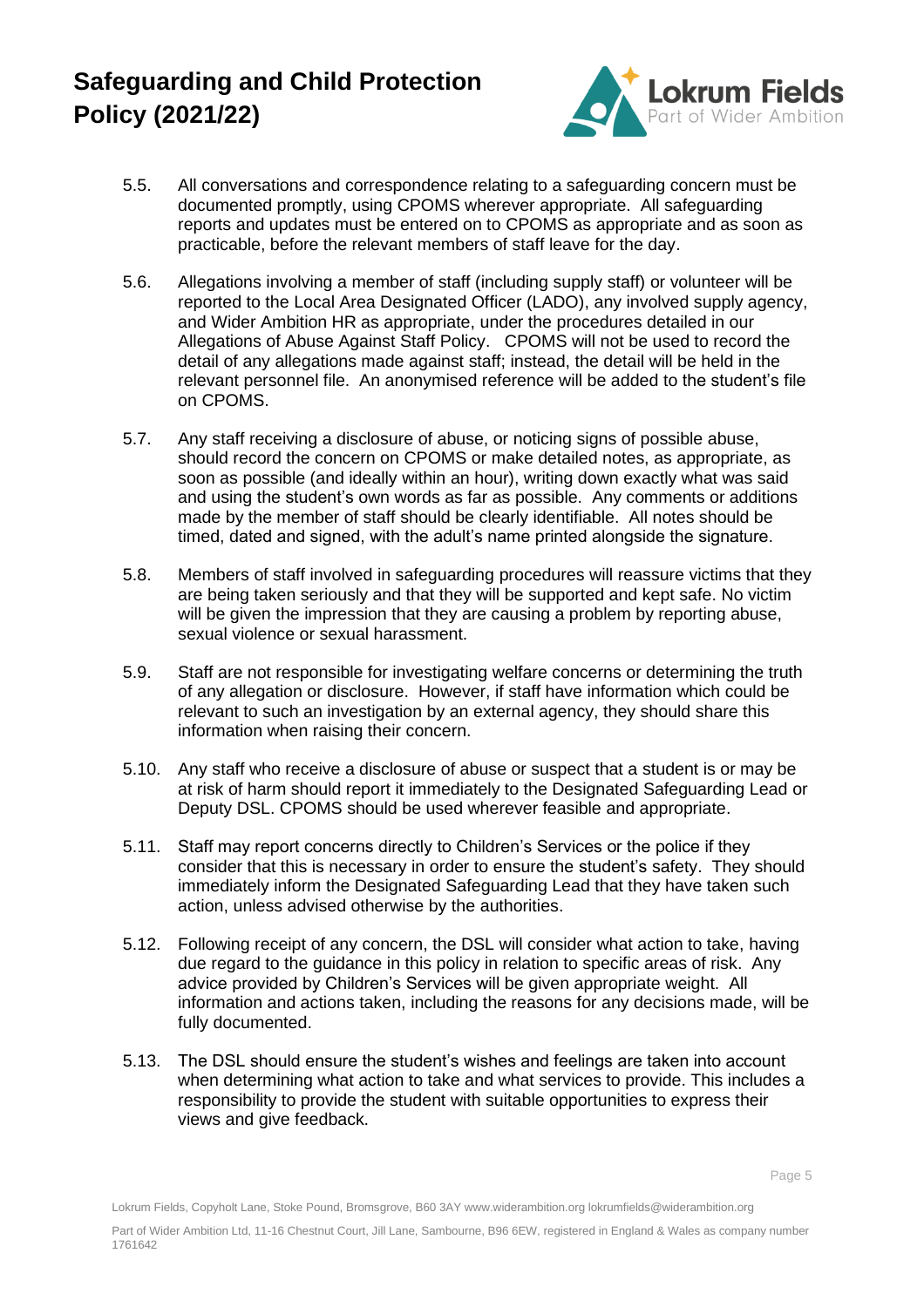5.5. All conversations and correspondence relating to a safeguarding concern must be documented promptly, using CPOMS wherever appropriate. All safeguarding reports and updates must be entered on to CPOMS as appropriate and as soon as practicable, before the relevant members of staff leave for the day.

5.6. Allegations involving a member of staff (including supply staff) or volunteer will be reported to the Local Area Designated Officer (LADO), any involved supply agency, and Wider Ambition HR as appropriate, under the procedures detailed in our Allegations of Abuse Against Staff Policy. CPOMS will not be used to record the detail of any allegations made against staff; instead, the detail will be held in the relevant personnel file. An anonymised reference will be added to the student's file on CPOMS.

5.7. Any staff receiving a disclosure of abuse, or noticing signs of possible abuse, should record the concern on CPOMS or make detailed notes, as appropriate, as soon as possible (and ideally within an hour), writing down exactly what was said and using the student's own words as far as possible. Any comments or additions made by the member of staff should be clearly identifiable. All notes should be timed, dated and signed, with the adult's name printed alongside the signature.

5.8. Members of staff involved in safeguarding procedures will reassure victims that they are being taken seriously and that they will be supported and kept safe. No victim will be given the impression that they are causing a problem by reporting abuse, sexual violence or sexual harassment.

5.9. Staff are not responsible for investigating welfare concerns or determining the truth of any allegation or disclosure. However, if staff have information which could be relevant to such an investigation by an external agency, they should share this information when raising their concern.

5.10. Any staff who receive a disclosure of abuse or suspect that a student is or may be at risk of harm should report it immediately to the Designated Safeguarding Lead or Deputy DSL. CPOMS should be used wherever feasible and appropriate.

5.11. Staff may report concerns directly to Children's Services or the police if they consider that this is necessary in order to ensure the student's safety. They should immediately inform the Designated Safeguarding Lead that they have taken such action, unless advised otherwise by the authorities.

5.12. Following receipt of any concern, the DSL will consider what action to take, having due regard to the guidance in this policy in relation to specific areas of risk. Any advice provided by Children's Services will be given appropriate weight. All information and actions taken, including the reasons for any decisions made, will be fully documented.

5.13. The DSL should ensure the student's wishes and feelings are taken into account when determining what action to take and what services to provide. This includes a responsibility to provide the student with suitable opportunities to express their views and give feedback.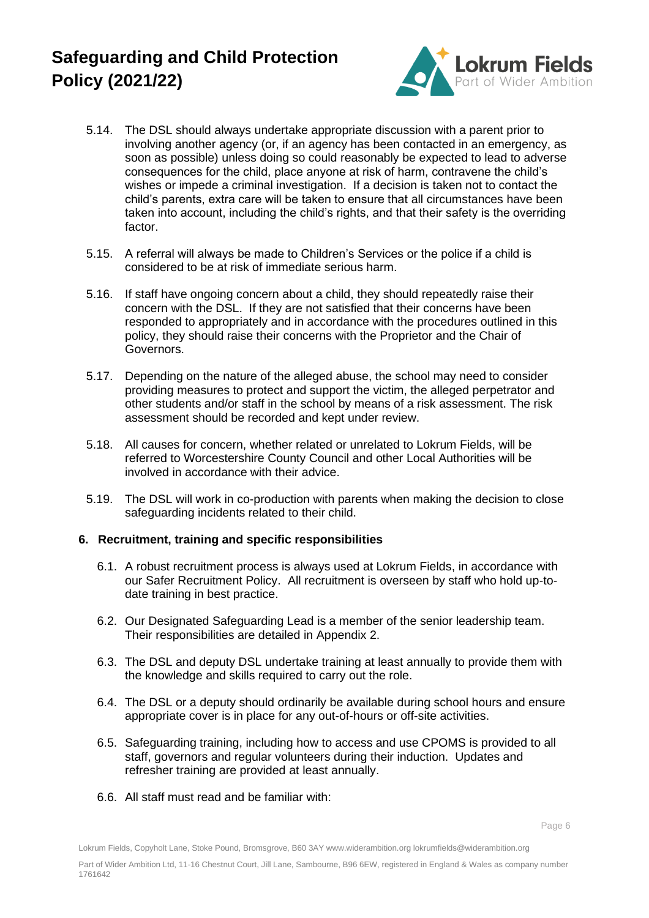5.14. The DSL should always undertake appropriate discussion with a parent prior to involving another agency (or, if an agency has been contacted in an emergency, as soon as possible) unless doing so could reasonably be expected to lead to adverse consequences for the child, place anyone at risk of harm, contravene the child's wishes or impede a criminal investigation. If a decision is taken not to contact the child's parents, extra care will be taken to ensure that all circumstances have been taken into account, including the child's rights, and that their safety is the overriding factor.

5.15. A referral will always be made to Children's Services or the police if a child is considered to be at risk of immediate serious harm.

5.16. If staff have ongoing concern about a child, they should repeatedly raise their concern with the DSL. If they are not satisfied that their concerns have been responded to appropriately and in accordance with the procedures outlined in this policy, they should raise their concerns with the Proprietor and the Chair of Governors.

5.17. Depending on the nature of the alleged abuse, the school may need to consider providing measures to protect and support the victim, the alleged perpetrator and other students and/or staff in the school by means of a risk assessment. The risk assessment should be recorded and kept under review.

5.18. All causes for concern, whether related or unrelated to Lokrum Fields, will be referred to Worcestershire County Council and other Local Authorities will be involved in accordance with their advice.

5.19. The DSL will work in co-production with parents when making the decision to close safeguarding incidents related to their child.

## 6. Recruitment, training and specific responsibilities

6.1. A robust recruitment process is always used at Lokrum Fields, in accordance with our Safer Recruitment Policy. All recruitment is overseen by staff who hold up-to-date training in best practice.

6.2. Our Designated Safeguarding Lead is a member of the senior leadership team. Their responsibilities are detailed in Appendix 2.

6.3. The DSL and deputy DSL undertake training at least annually to provide them with the knowledge and skills required to carry out the role.

6.4. The DSL or a deputy should ordinarily be available during school hours and ensure appropriate cover is in place for any out-of-hours or off-site activities.

6.5. Safeguarding training, including how to access and use CPOMS is provided to all staff, governors and regular volunteers during their induction. Updates and refresher training are provided at least annually.

6.6. All staff must read and be familiar with: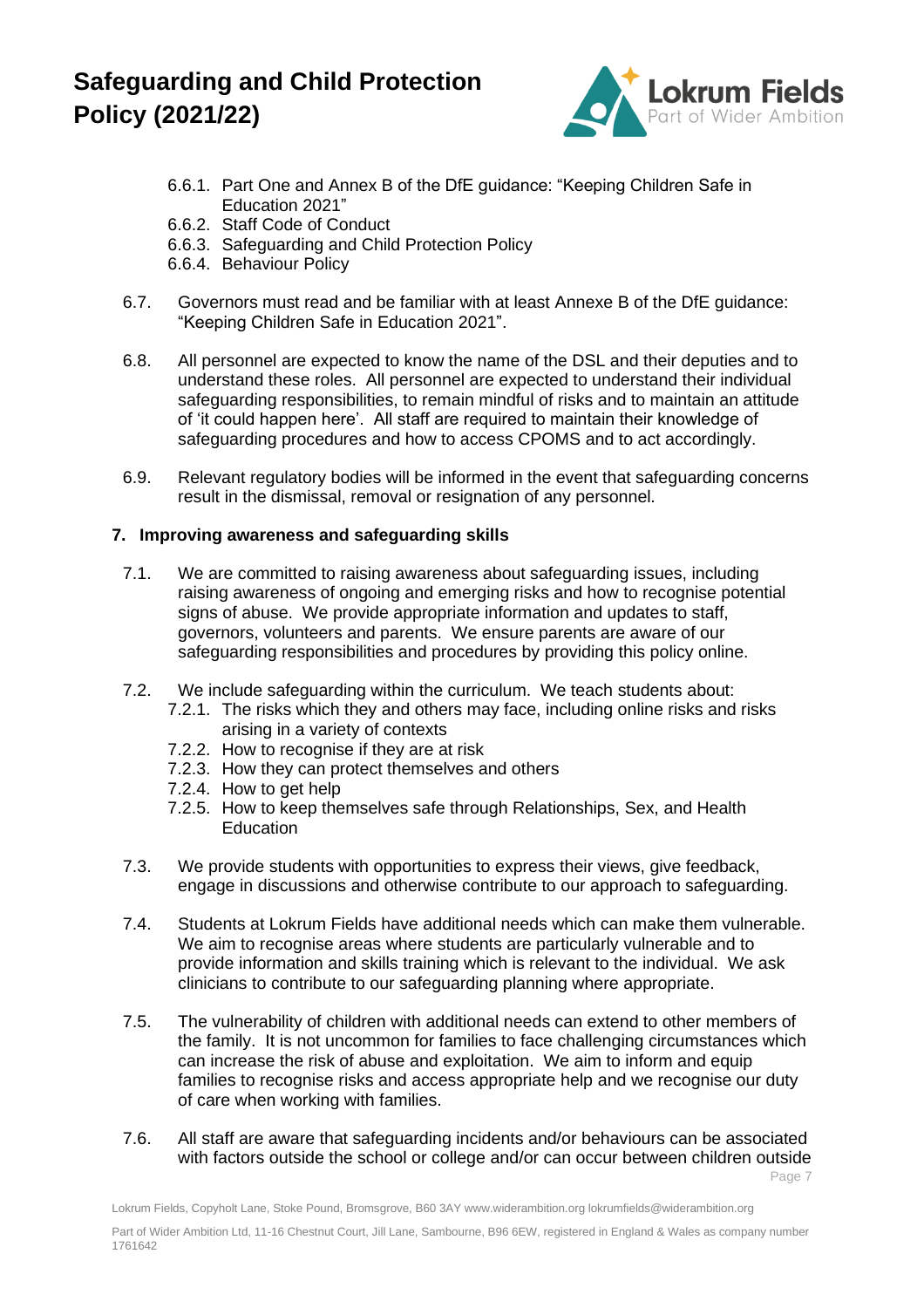6.6.1. Part One and Annex B of the DfE guidance: "Keeping Children Safe in Education 2021"
6.6.2. Staff Code of Conduct
6.6.3. Safeguarding and Child Protection Policy
6.6.4. Behaviour Policy

6.7. Governors must read and be familiar with at least Annexe B of the DfE guidance: "Keeping Children Safe in Education 2021".

6.8. All personnel are expected to know the name of the DSL and their deputies and to understand these roles. All personnel are expected to understand their individual safeguarding responsibilities, to remain mindful of risks and to maintain an attitude of 'it could happen here'. All staff are required to maintain their knowledge of safeguarding procedures and how to access CPOMS and to act accordingly.

6.9. Relevant regulatory bodies will be informed in the event that safeguarding concerns result in the dismissal, removal or resignation of any personnel.

## 7. Improving awareness and safeguarding skills

7.1. We are committed to raising awareness about safeguarding issues, including raising awareness of ongoing and emerging risks and how to recognise potential signs of abuse. We provide appropriate information and updates to staff, governors, volunteers and parents. We ensure parents are aware of our safeguarding responsibilities and procedures by providing this policy online.

7.2. We include safeguarding within the curriculum. We teach students about:

7.2.1. The risks which they and others may face, including online risks and risks arising in a variety of contexts
7.2.2. How to recognise if they are at risk
7.2.3. How they can protect themselves and others
7.2.4. How to get help
7.2.5. How to keep themselves safe through Relationships, Sex, and Health Education

7.3. We provide students with opportunities to express their views, give feedback, engage in discussions and otherwise contribute to our approach to safeguarding.

7.4. Students at Lokrum Fields have additional needs which can make them vulnerable. We aim to recognise areas where students are particularly vulnerable and to provide information and skills training which is relevant to the individual. We ask clinicians to contribute to our safeguarding planning where appropriate.

7.5. The vulnerability of children with additional needs can extend to other members of the family. It is not uncommon for families to face challenging circumstances which can increase the risk of abuse and exploitation. We aim to inform and equip families to recognise risks and access appropriate help and we recognise our duty of care when working with families.

7.6. All staff are aware that safeguarding incidents and/or behaviours can be associated with factors outside the school or college and/or can occur between children outside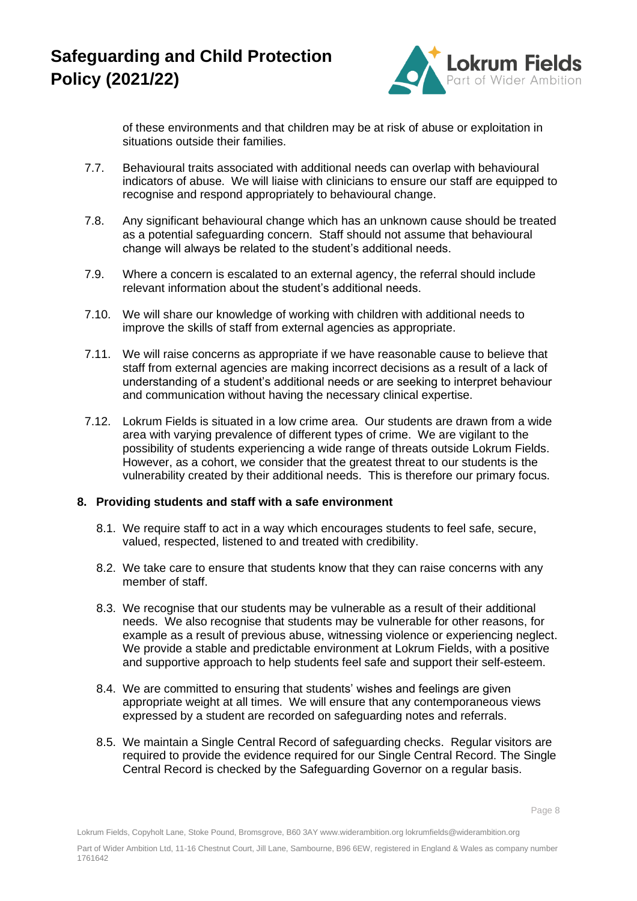of these environments and that children may be at risk of abuse or exploitation in situations outside their families.

7.7. Behavioural traits associated with additional needs can overlap with behavioural indicators of abuse. We will liaise with clinicians to ensure our staff are equipped to recognise and respond appropriately to behavioural change.

7.8. Any significant behavioural change which has an unknown cause should be treated as a potential safeguarding concern. Staff should not assume that behavioural change will always be related to the student's additional needs.

7.9. Where a concern is escalated to an external agency, the referral should include relevant information about the student's additional needs.

7.10. We will share our knowledge of working with children with additional needs to improve the skills of staff from external agencies as appropriate.

7.11. We will raise concerns as appropriate if we have reasonable cause to believe that staff from external agencies are making incorrect decisions as a result of a lack of understanding of a student's additional needs or are seeking to interpret behaviour and communication without having the necessary clinical expertise.

7.12. Lokrum Fields is situated in a low crime area. Our students are drawn from a wide area with varying prevalence of different types of crime. We are vigilant to the possibility of students experiencing a wide range of threats outside Lokrum Fields. However, as a cohort, we consider that the greatest threat to our students is the vulnerability created by their additional needs. This is therefore our primary focus.

## 8. Providing students and staff with a safe environment

8.1. We require staff to act in a way which encourages students to feel safe, secure, valued, respected, listened to and treated with credibility.

8.2. We take care to ensure that students know that they can raise concerns with any member of staff.

8.3. We recognise that our students may be vulnerable as a result of their additional needs. We also recognise that students may be vulnerable for other reasons, for example as a result of previous abuse, witnessing violence or experiencing neglect. We provide a stable and predictable environment at Lokrum Fields, with a positive and supportive approach to help students feel safe and support their self-esteem.

8.4. We are committed to ensuring that students' wishes and feelings are given appropriate weight at all times. We will ensure that any contemporaneous views expressed by a student are recorded on safeguarding notes and referrals.

8.5. We maintain a Single Central Record of safeguarding checks. Regular visitors are required to provide the evidence required for our Single Central Record. The Single Central Record is checked by the Safeguarding Governor on a regular basis.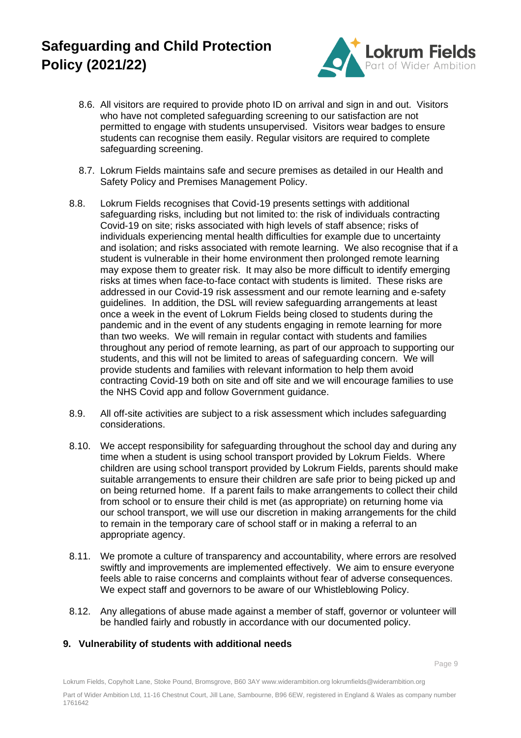8.6. All visitors are required to provide photo ID on arrival and sign in and out. Visitors who have not completed safeguarding screening to our satisfaction are not permitted to engage with students unsupervised. Visitors wear badges to ensure students can recognise them easily. Regular visitors are required to complete safeguarding screening.

8.7. Lokrum Fields maintains safe and secure premises as detailed in our Health and Safety Policy and Premises Management Policy.

8.8. Lokrum Fields recognises that Covid-19 presents settings with additional safeguarding risks, including but not limited to: the risk of individuals contracting Covid-19 on site; risks associated with high levels of staff absence; risks of individuals experiencing mental health difficulties for example due to uncertainty and isolation; and risks associated with remote learning. We also recognise that if a student is vulnerable in their home environment then prolonged remote learning may expose them to greater risk. It may also be more difficult to identify emerging risks at times when face-to-face contact with students is limited. These risks are addressed in our Covid-19 risk assessment and our remote learning and e-safety guidelines. In addition, the DSL will review safeguarding arrangements at least once a week in the event of Lokrum Fields being closed to students during the pandemic and in the event of any students engaging in remote learning for more than two weeks. We will remain in regular contact with students and families throughout any period of remote learning, as part of our approach to supporting our students, and this will not be limited to areas of safeguarding concern. We will provide students and families with relevant information to help them avoid contracting Covid-19 both on site and off site and we will encourage families to use the NHS Covid app and follow Government guidance.

8.9. All off-site activities are subject to a risk assessment which includes safeguarding considerations.

8.10. We accept responsibility for safeguarding throughout the school day and during any time when a student is using school transport provided by Lokrum Fields. Where children are using school transport provided by Lokrum Fields, parents should make suitable arrangements to ensure their children are safe prior to being picked up and on being returned home. If a parent fails to make arrangements to collect their child from school or to ensure their child is met (as appropriate) on returning home via our school transport, we will use our discretion in making arrangements for the child to remain in the temporary care of school staff or in making a referral to an appropriate agency.

8.11. We promote a culture of transparency and accountability, where errors are resolved swiftly and improvements are implemented effectively. We aim to ensure everyone feels able to raise concerns and complaints without fear of adverse consequences. We expect staff and governors to be aware of our Whistleblowing Policy.

8.12. Any allegations of abuse made against a member of staff, governor or volunteer will be handled fairly and robustly in accordance with our documented policy.

## 9. Vulnerability of students with additional needs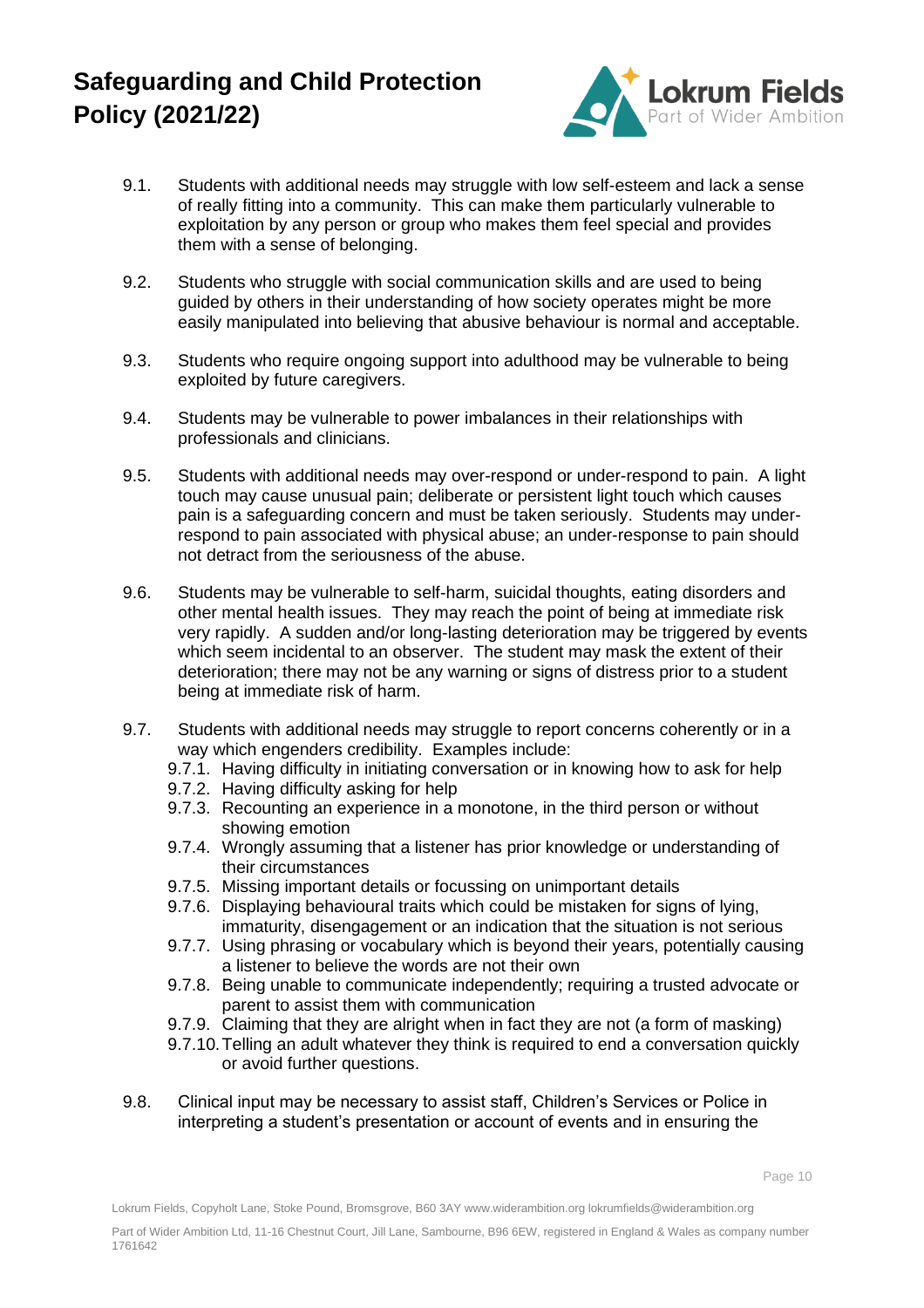9.1. Students with additional needs may struggle with low self-esteem and lack a sense of really fitting into a community. This can make them particularly vulnerable to exploitation by any person or group who makes them feel special and provides them with a sense of belonging.

9.2. Students who struggle with social communication skills and are used to being guided by others in their understanding of how society operates might be more easily manipulated into believing that abusive behaviour is normal and acceptable.

9.3. Students who require ongoing support into adulthood may be vulnerable to being exploited by future caregivers.

9.4. Students may be vulnerable to power imbalances in their relationships with professionals and clinicians.

9.5. Students with additional needs may over-respond or under-respond to pain. A light touch may cause unusual pain; deliberate or persistent light touch which causes pain is a safeguarding concern and must be taken seriously. Students may under-respond to pain associated with physical abuse; an under-response to pain should not detract from the seriousness of the abuse.

9.6. Students may be vulnerable to self-harm, suicidal thoughts, eating disorders and other mental health issues. They may reach the point of being at immediate risk very rapidly. A sudden and/or long-lasting deterioration may be triggered by events which seem incidental to an observer. The student may mask the extent of their deterioration; there may not be any warning or signs of distress prior to a student being at immediate risk of harm.

9.7. Students with additional needs may struggle to report concerns coherently or in a way which engenders credibility. Examples include:

- 9.7.1. Having difficulty in initiating conversation or in knowing how to ask for help
- 9.7.2. Having difficulty asking for help
- 9.7.3. Recounting an experience in a monotone, in the third person or without showing emotion
- 9.7.4. Wrongly assuming that a listener has prior knowledge or understanding of their circumstances
- 9.7.5. Missing important details or focussing on unimportant details
- 9.7.6. Displaying behavioural traits which could be mistaken for signs of lying, immaturity, disengagement or an indication that the situation is not serious
- 9.7.7. Using phrasing or vocabulary which is beyond their years, potentially causing a listener to believe the words are not their own
- 9.7.8. Being unable to communicate independently; requiring a trusted advocate or parent to assist them with communication
- 9.7.9. Claiming that they are alright when in fact they are not (a form of masking)
- 9.7.10. Telling an adult whatever they think is required to end a conversation quickly or avoid further questions.

9.8. Clinical input may be necessary to assist staff, Children's Services or Police in interpreting a student's presentation or account of events and in ensuring the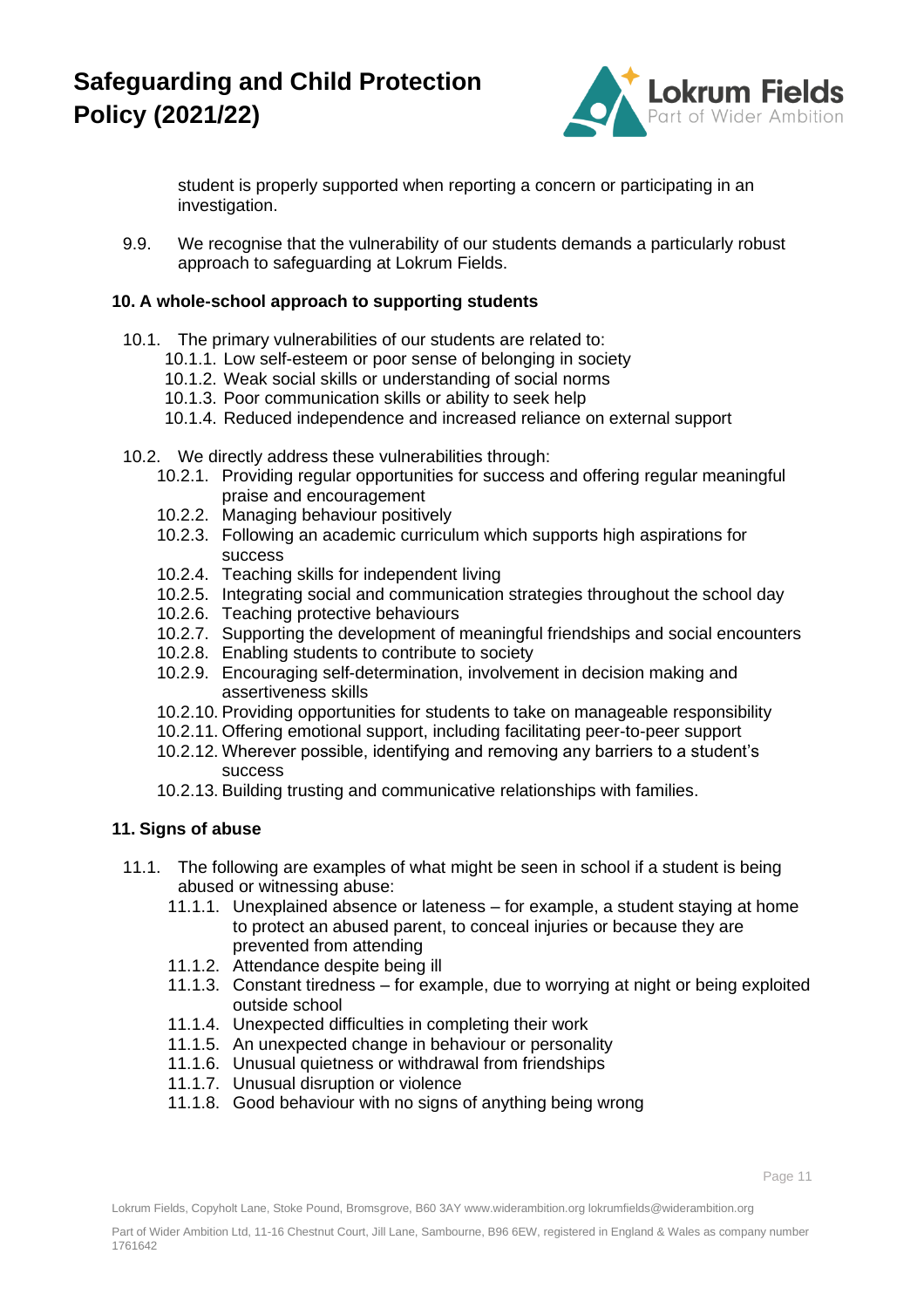student is properly supported when reporting a concern or participating in an investigation.

9.9. We recognise that the vulnerability of our students demands a particularly robust approach to safeguarding at Lokrum Fields.

**10. A whole-school approach to supporting students**

10.1. The primary vulnerabilities of our students are related to:
- 10.1.1. Low self-esteem or poor sense of belonging in society
- 10.1.2. Weak social skills or understanding of social norms
- 10.1.3. Poor communication skills or ability to seek help
- 10.1.4. Reduced independence and increased reliance on external support

10.2. We directly address these vulnerabilities through:
- 10.2.1. Providing regular opportunities for success and offering regular meaningful praise and encouragement
- 10.2.2. Managing behaviour positively
- 10.2.3. Following an academic curriculum which supports high aspirations for success
- 10.2.4. Teaching skills for independent living
- 10.2.5. Integrating social and communication strategies throughout the school day
- 10.2.6. Teaching protective behaviours
- 10.2.7. Supporting the development of meaningful friendships and social encounters
- 10.2.8. Enabling students to contribute to society
- 10.2.9. Encouraging self-determination, involvement in decision making and assertiveness skills
- 10.2.10. Providing opportunities for students to take on manageable responsibility
- 10.2.11. Offering emotional support, including facilitating peer-to-peer support
- 10.2.12. Wherever possible, identifying and removing any barriers to a student's success
- 10.2.13. Building trusting and communicative relationships with families.

**11. Signs of abuse**

11.1. The following are examples of what might be seen in school if a student is being abused or witnessing abuse:
- 11.1.1. Unexplained absence or lateness – for example, a student staying at home to protect an abused parent, to conceal injuries or because they are prevented from attending
- 11.1.2. Attendance despite being ill
- 11.1.3. Constant tiredness – for example, due to worrying at night or being exploited outside school
- 11.1.4. Unexpected difficulties in completing their work
- 11.1.5. An unexpected change in behaviour or personality
- 11.1.6. Unusual quietness or withdrawal from friendships
- 11.1.7. Unusual disruption or violence
- 11.1.8. Good behaviour with no signs of anything being wrong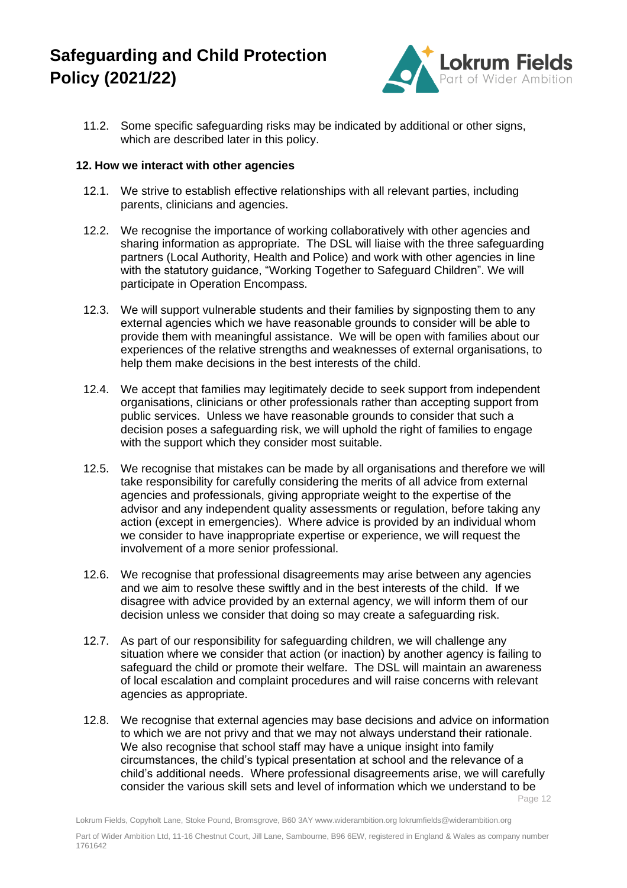11.2. Some specific safeguarding risks may be indicated by additional or other signs, which are described later in this policy.

## 12. How we interact with other agencies

12.1. We strive to establish effective relationships with all relevant parties, including parents, clinicians and agencies.

12.2. We recognise the importance of working collaboratively with other agencies and sharing information as appropriate. The DSL will liaise with the three safeguarding partners (Local Authority, Health and Police) and work with other agencies in line with the statutory guidance, "Working Together to Safeguard Children". We will participate in Operation Encompass.

12.3. We will support vulnerable students and their families by signposting them to any external agencies which we have reasonable grounds to consider will be able to provide them with meaningful assistance. We will be open with families about our experiences of the relative strengths and weaknesses of external organisations, to help them make decisions in the best interests of the child.

12.4. We accept that families may legitimately decide to seek support from independent organisations, clinicians or other professionals rather than accepting support from public services. Unless we have reasonable grounds to consider that such a decision poses a safeguarding risk, we will uphold the right of families to engage with the support which they consider most suitable.

12.5. We recognise that mistakes can be made by all organisations and therefore we will take responsibility for carefully considering the merits of all advice from external agencies and professionals, giving appropriate weight to the expertise of the advisor and any independent quality assessments or regulation, before taking any action (except in emergencies). Where advice is provided by an individual whom we consider to have inappropriate expertise or experience, we will request the involvement of a more senior professional.

12.6. We recognise that professional disagreements may arise between any agencies and we aim to resolve these swiftly and in the best interests of the child. If we disagree with advice provided by an external agency, we will inform them of our decision unless we consider that doing so may create a safeguarding risk.

12.7. As part of our responsibility for safeguarding children, we will challenge any situation where we consider that action (or inaction) by another agency is failing to safeguard the child or promote their welfare. The DSL will maintain an awareness of local escalation and complaint procedures and will raise concerns with relevant agencies as appropriate.

12.8. We recognise that external agencies may base decisions and advice on information to which we are not privy and that we may not always understand their rationale. We also recognise that school staff may have a unique insight into family circumstances, the child's typical presentation at school and the relevance of a child's additional needs. Where professional disagreements arise, we will carefully consider the various skill sets and level of information which we understand to be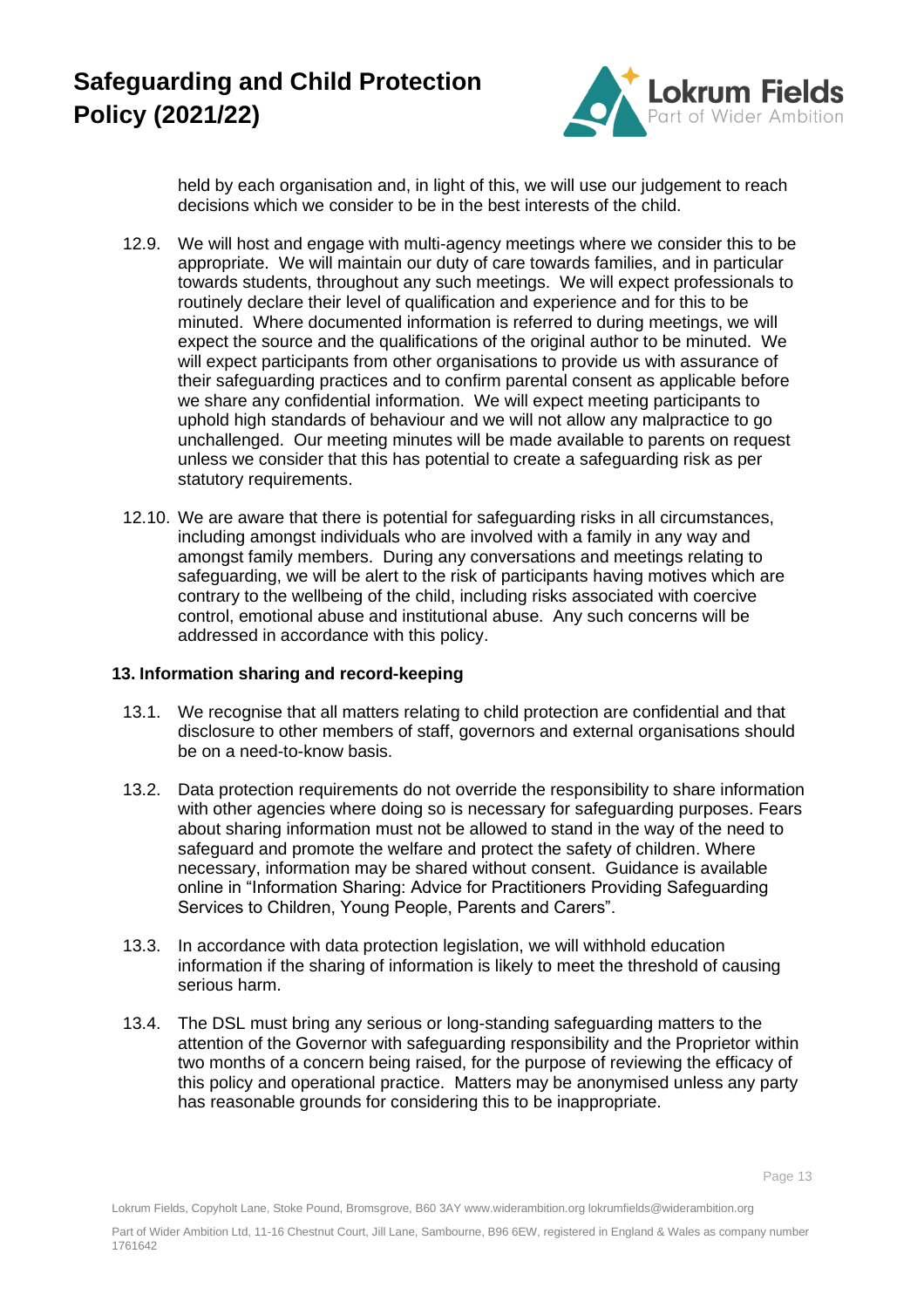held by each organisation and, in light of this, we will use our judgement to reach decisions which we consider to be in the best interests of the child.

12.9. We will host and engage with multi-agency meetings where we consider this to be appropriate. We will maintain our duty of care towards families, and in particular towards students, throughout any such meetings. We will expect professionals to routinely declare their level of qualification and experience and for this to be minuted. Where documented information is referred to during meetings, we will expect the source and the qualifications of the original author to be minuted. We will expect participants from other organisations to provide us with assurance of their safeguarding practices and to confirm parental consent as applicable before we share any confidential information. We will expect meeting participants to uphold high standards of behaviour and we will not allow any malpractice to go unchallenged. Our meeting minutes will be made available to parents on request unless we consider that this has potential to create a safeguarding risk as per statutory requirements.

12.10. We are aware that there is potential for safeguarding risks in all circumstances, including amongst individuals who are involved with a family in any way and amongst family members. During any conversations and meetings relating to safeguarding, we will be alert to the risk of participants having motives which are contrary to the wellbeing of the child, including risks associated with coercive control, emotional abuse and institutional abuse. Any such concerns will be addressed in accordance with this policy.

### 13. Information sharing and record-keeping

13.1. We recognise that all matters relating to child protection are confidential and that disclosure to other members of staff, governors and external organisations should be on a need-to-know basis.

13.2. Data protection requirements do not override the responsibility to share information with other agencies where doing so is necessary for safeguarding purposes. Fears about sharing information must not be allowed to stand in the way of the need to safeguard and promote the welfare and protect the safety of children. Where necessary, information may be shared without consent. Guidance is available online in "Information Sharing: Advice for Practitioners Providing Safeguarding Services to Children, Young People, Parents and Carers".

13.3. In accordance with data protection legislation, we will withhold education information if the sharing of information is likely to meet the threshold of causing serious harm.

13.4. The DSL must bring any serious or long-standing safeguarding matters to the attention of the Governor with safeguarding responsibility and the Proprietor within two months of a concern being raised, for the purpose of reviewing the efficacy of this policy and operational practice. Matters may be anonymised unless any party has reasonable grounds for considering this to be inappropriate.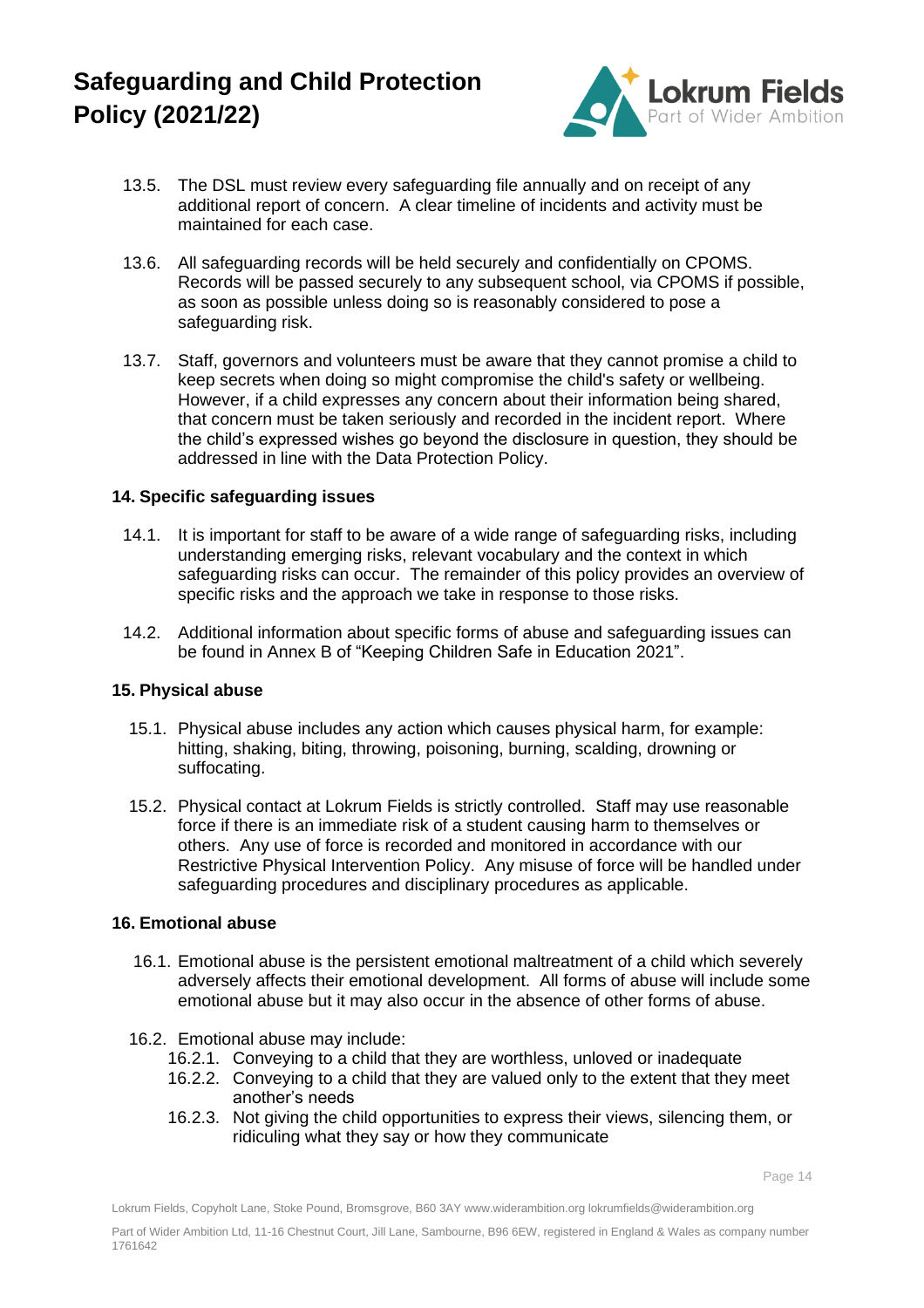13.5. The DSL must review every safeguarding file annually and on receipt of any additional report of concern. A clear timeline of incidents and activity must be maintained for each case.

13.6. All safeguarding records will be held securely and confidentially on CPOMS. Records will be passed securely to any subsequent school, via CPOMS if possible, as soon as possible unless doing so is reasonably considered to pose a safeguarding risk.

13.7. Staff, governors and volunteers must be aware that they cannot promise a child to keep secrets when doing so might compromise the child's safety or wellbeing. However, if a child expresses any concern about their information being shared, that concern must be taken seriously and recorded in the incident report. Where the child's expressed wishes go beyond the disclosure in question, they should be addressed in line with the Data Protection Policy.

### 14. Specific safeguarding issues

14.1. It is important for staff to be aware of a wide range of safeguarding risks, including understanding emerging risks, relevant vocabulary and the context in which safeguarding risks can occur. The remainder of this policy provides an overview of specific risks and the approach we take in response to those risks.

14.2. Additional information about specific forms of abuse and safeguarding issues can be found in Annex B of "Keeping Children Safe in Education 2021".

### 15. Physical abuse

15.1. Physical abuse includes any action which causes physical harm, for example: hitting, shaking, biting, throwing, poisoning, burning, scalding, drowning or suffocating.

15.2. Physical contact at Lokrum Fields is strictly controlled. Staff may use reasonable force if there is an immediate risk of a student causing harm to themselves or others. Any use of force is recorded and monitored in accordance with our Restrictive Physical Intervention Policy. Any misuse of force will be handled under safeguarding procedures and disciplinary procedures as applicable.

### 16. Emotional abuse

16.1. Emotional abuse is the persistent emotional maltreatment of a child which severely adversely affects their emotional development. All forms of abuse will include some emotional abuse but it may also occur in the absence of other forms of abuse.

16.2. Emotional abuse may include:

- 16.2.1. Conveying to a child that they are worthless, unloved or inadequate
- 16.2.2. Conveying to a child that they are valued only to the extent that they meet another's needs
- 16.2.3. Not giving the child opportunities to express their views, silencing them, or ridiculing what they say or how they communicate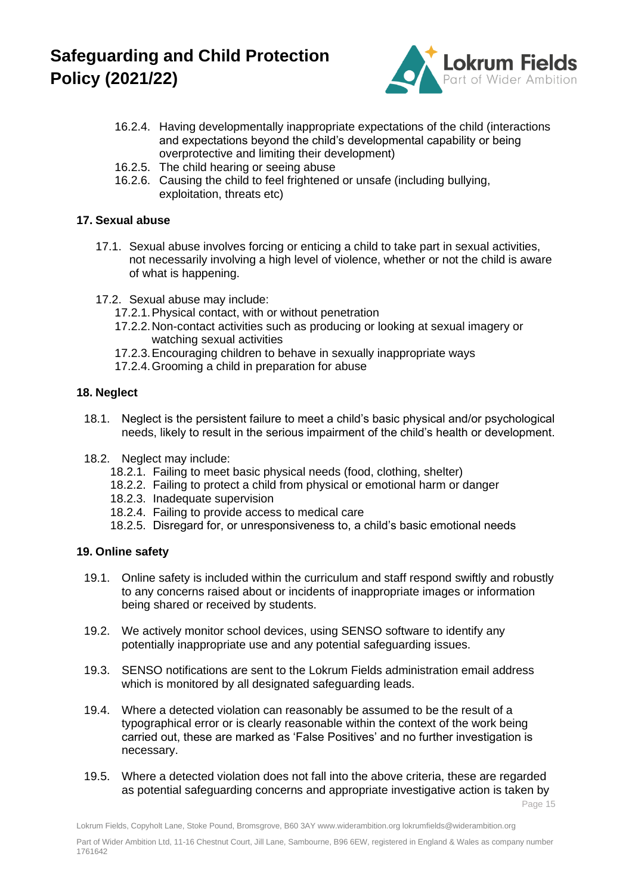16.2.4. Having developmentally inappropriate expectations of the child (interactions and expectations beyond the child's developmental capability or being overprotective and limiting their development)
16.2.5. The child hearing or seeing abuse
16.2.6. Causing the child to feel frightened or unsafe (including bullying, exploitation, threats etc)

## 17. Sexual abuse

17.1. Sexual abuse involves forcing or enticing a child to take part in sexual activities, not necessarily involving a high level of violence, whether or not the child is aware of what is happening.

17.2. Sexual abuse may include:
17.2.1. Physical contact, with or without penetration
17.2.2. Non-contact activities such as producing or looking at sexual imagery or watching sexual activities
17.2.3. Encouraging children to behave in sexually inappropriate ways
17.2.4. Grooming a child in preparation for abuse

## 18. Neglect

18.1. Neglect is the persistent failure to meet a child's basic physical and/or psychological needs, likely to result in the serious impairment of the child's health or development.

18.2. Neglect may include:
18.2.1. Failing to meet basic physical needs (food, clothing, shelter)
18.2.2. Failing to protect a child from physical or emotional harm or danger
18.2.3. Inadequate supervision
18.2.4. Failing to provide access to medical care
18.2.5. Disregard for, or unresponsiveness to, a child's basic emotional needs

## 19. Online safety

19.1. Online safety is included within the curriculum and staff respond swiftly and robustly to any concerns raised about or incidents of inappropriate images or information being shared or received by students.

19.2. We actively monitor school devices, using SENSO software to identify any potentially inappropriate use and any potential safeguarding issues.

19.3. SENSO notifications are sent to the Lokrum Fields administration email address which is monitored by all designated safeguarding leads.

19.4. Where a detected violation can reasonably be assumed to be the result of a typographical error or is clearly reasonable within the context of the work being carried out, these are marked as 'False Positives' and no further investigation is necessary.

19.5. Where a detected violation does not fall into the above criteria, these are regarded as potential safeguarding concerns and appropriate investigative action is taken by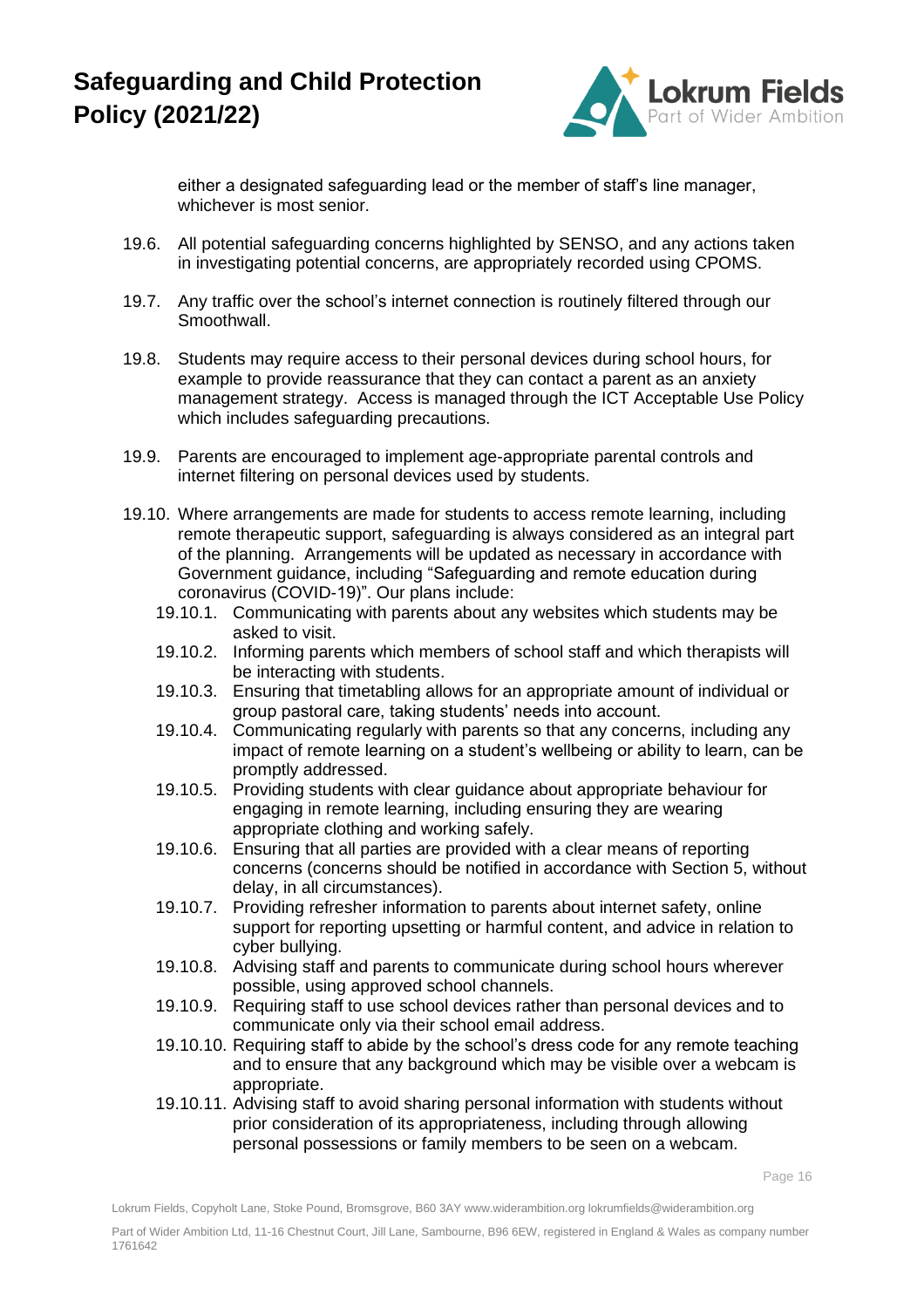either a designated safeguarding lead or the member of staff's line manager, whichever is most senior.

19.6. All potential safeguarding concerns highlighted by SENSO, and any actions taken in investigating potential concerns, are appropriately recorded using CPOMS.

19.7. Any traffic over the school's internet connection is routinely filtered through our Smoothwall.

19.8. Students may require access to their personal devices during school hours, for example to provide reassurance that they can contact a parent as an anxiety management strategy. Access is managed through the ICT Acceptable Use Policy which includes safeguarding precautions.

19.9. Parents are encouraged to implement age-appropriate parental controls and internet filtering on personal devices used by students.

19.10. Where arrangements are made for students to access remote learning, including remote therapeutic support, safeguarding is always considered as an integral part of the planning. Arrangements will be updated as necessary in accordance with Government guidance, including "Safeguarding and remote education during coronavirus (COVID-19)". Our plans include:

- 19.10.1. Communicating with parents about any websites which students may be asked to visit.
- 19.10.2. Informing parents which members of school staff and which therapists will be interacting with students.
- 19.10.3. Ensuring that timetabling allows for an appropriate amount of individual or group pastoral care, taking students' needs into account.
- 19.10.4. Communicating regularly with parents so that any concerns, including any impact of remote learning on a student's wellbeing or ability to learn, can be promptly addressed.
- 19.10.5. Providing students with clear guidance about appropriate behaviour for engaging in remote learning, including ensuring they are wearing appropriate clothing and working safely.
- 19.10.6. Ensuring that all parties are provided with a clear means of reporting concerns (concerns should be notified in accordance with Section 5, without delay, in all circumstances).
- 19.10.7. Providing refresher information to parents about internet safety, online support for reporting upsetting or harmful content, and advice in relation to cyber bullying.
- 19.10.8. Advising staff and parents to communicate during school hours wherever possible, using approved school channels.
- 19.10.9. Requiring staff to use school devices rather than personal devices and to communicate only via their school email address.
- 19.10.10. Requiring staff to abide by the school's dress code for any remote teaching and to ensure that any background which may be visible over a webcam is appropriate.
- 19.10.11. Advising staff to avoid sharing personal information with students without prior consideration of its appropriateness, including through allowing personal possessions or family members to be seen on a webcam.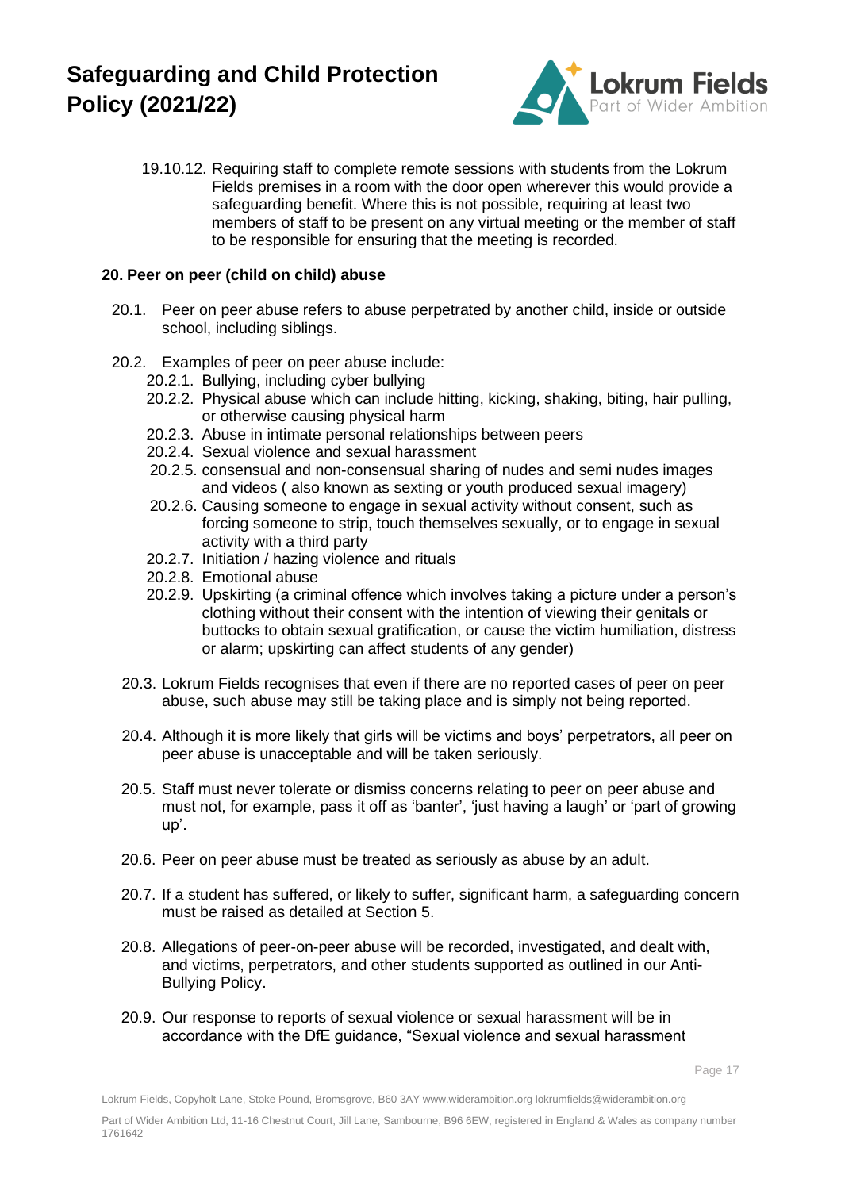19.10.12. Requiring staff to complete remote sessions with students from the Lokrum Fields premises in a room with the door open wherever this would provide a safeguarding benefit. Where this is not possible, requiring at least two members of staff to be present on any virtual meeting or the member of staff to be responsible for ensuring that the meeting is recorded.

**20. Peer on peer (child on child) abuse**

20.1. Peer on peer abuse refers to abuse perpetrated by another child, inside or outside school, including siblings.

20.2. Examples of peer on peer abuse include:

- 20.2.1. Bullying, including cyber bullying
- 20.2.2. Physical abuse which can include hitting, kicking, shaking, biting, hair pulling, or otherwise causing physical harm
- 20.2.3. Abuse in intimate personal relationships between peers
- 20.2.4. Sexual violence and sexual harassment
- 20.2.5. consensual and non-consensual sharing of nudes and semi nudes images and videos ( also known as sexting or youth produced sexual imagery)
- 20.2.6. Causing someone to engage in sexual activity without consent, such as forcing someone to strip, touch themselves sexually, or to engage in sexual activity with a third party
- 20.2.7. Initiation / hazing violence and rituals
- 20.2.8. Emotional abuse
- 20.2.9. Upskirting (a criminal offence which involves taking a picture under a person's clothing without their consent with the intention of viewing their genitals or buttocks to obtain sexual gratification, or cause the victim humiliation, distress or alarm; upskirting can affect students of any gender)

20.3. Lokrum Fields recognises that even if there are no reported cases of peer on peer abuse, such abuse may still be taking place and is simply not being reported.

20.4. Although it is more likely that girls will be victims and boys' perpetrators, all peer on peer abuse is unacceptable and will be taken seriously.

20.5. Staff must never tolerate or dismiss concerns relating to peer on peer abuse and must not, for example, pass it off as 'banter', 'just having a laugh' or 'part of growing up'.

20.6. Peer on peer abuse must be treated as seriously as abuse by an adult.

20.7. If a student has suffered, or likely to suffer, significant harm, a safeguarding concern must be raised as detailed at Section 5.

20.8. Allegations of peer-on-peer abuse will be recorded, investigated, and dealt with, and victims, perpetrators, and other students supported as outlined in our Anti-Bullying Policy.

20.9. Our response to reports of sexual violence or sexual harassment will be in accordance with the DfE guidance, "Sexual violence and sexual harassment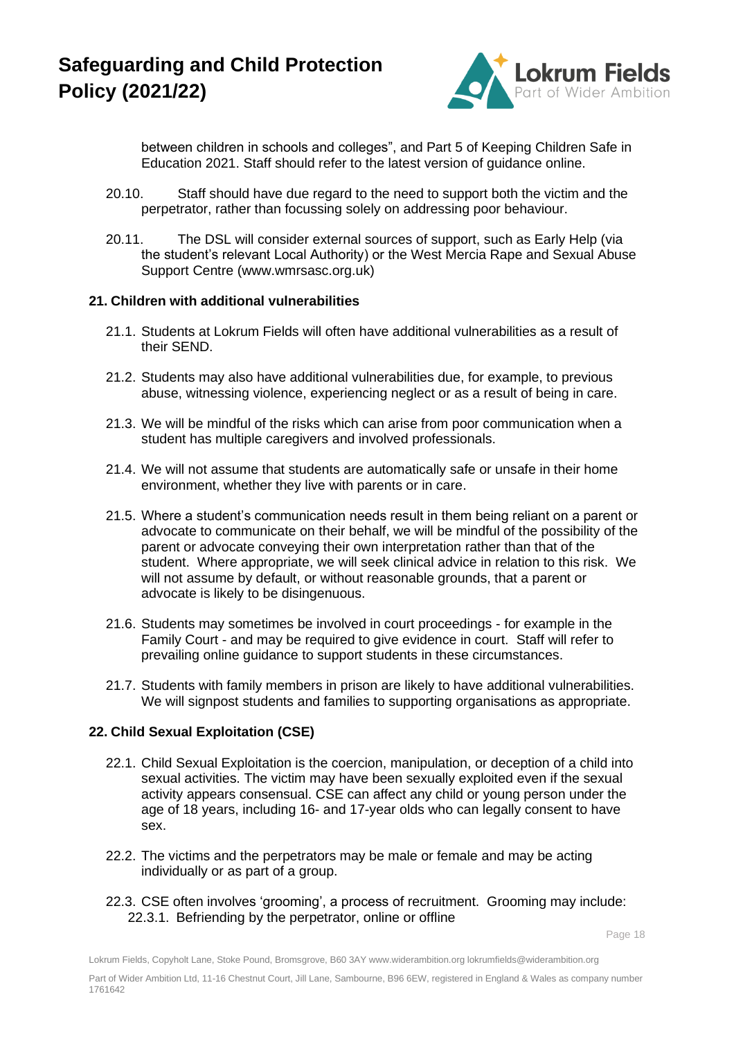between children in schools and colleges", and Part 5 of Keeping Children Safe in Education 2021. Staff should refer to the latest version of guidance online.

20.10. Staff should have due regard to the need to support both the victim and the perpetrator, rather than focussing solely on addressing poor behaviour.

20.11. The DSL will consider external sources of support, such as Early Help (via the student's relevant Local Authority) or the West Mercia Rape and Sexual Abuse Support Centre (www.wmrsasc.org.uk)

## 21. Children with additional vulnerabilities

21.1. Students at Lokrum Fields will often have additional vulnerabilities as a result of their SEND.

21.2. Students may also have additional vulnerabilities due, for example, to previous abuse, witnessing violence, experiencing neglect or as a result of being in care.

21.3. We will be mindful of the risks which can arise from poor communication when a student has multiple caregivers and involved professionals.

21.4. We will not assume that students are automatically safe or unsafe in their home environment, whether they live with parents or in care.

21.5. Where a student's communication needs result in them being reliant on a parent or advocate to communicate on their behalf, we will be mindful of the possibility of the parent or advocate conveying their own interpretation rather than that of the student. Where appropriate, we will seek clinical advice in relation to this risk. We will not assume by default, or without reasonable grounds, that a parent or advocate is likely to be disingenuous.

21.6. Students may sometimes be involved in court proceedings - for example in the Family Court - and may be required to give evidence in court. Staff will refer to prevailing online guidance to support students in these circumstances.

21.7. Students with family members in prison are likely to have additional vulnerabilities. We will signpost students and families to supporting organisations as appropriate.

## 22. Child Sexual Exploitation (CSE)

22.1. Child Sexual Exploitation is the coercion, manipulation, or deception of a child into sexual activities. The victim may have been sexually exploited even if the sexual activity appears consensual. CSE can affect any child or young person under the age of 18 years, including 16- and 17-year olds who can legally consent to have sex.

22.2. The victims and the perpetrators may be male or female and may be acting individually or as part of a group.

22.3. CSE often involves 'grooming', a process of recruitment. Grooming may include:

22.3.1. Befriending by the perpetrator, online or offline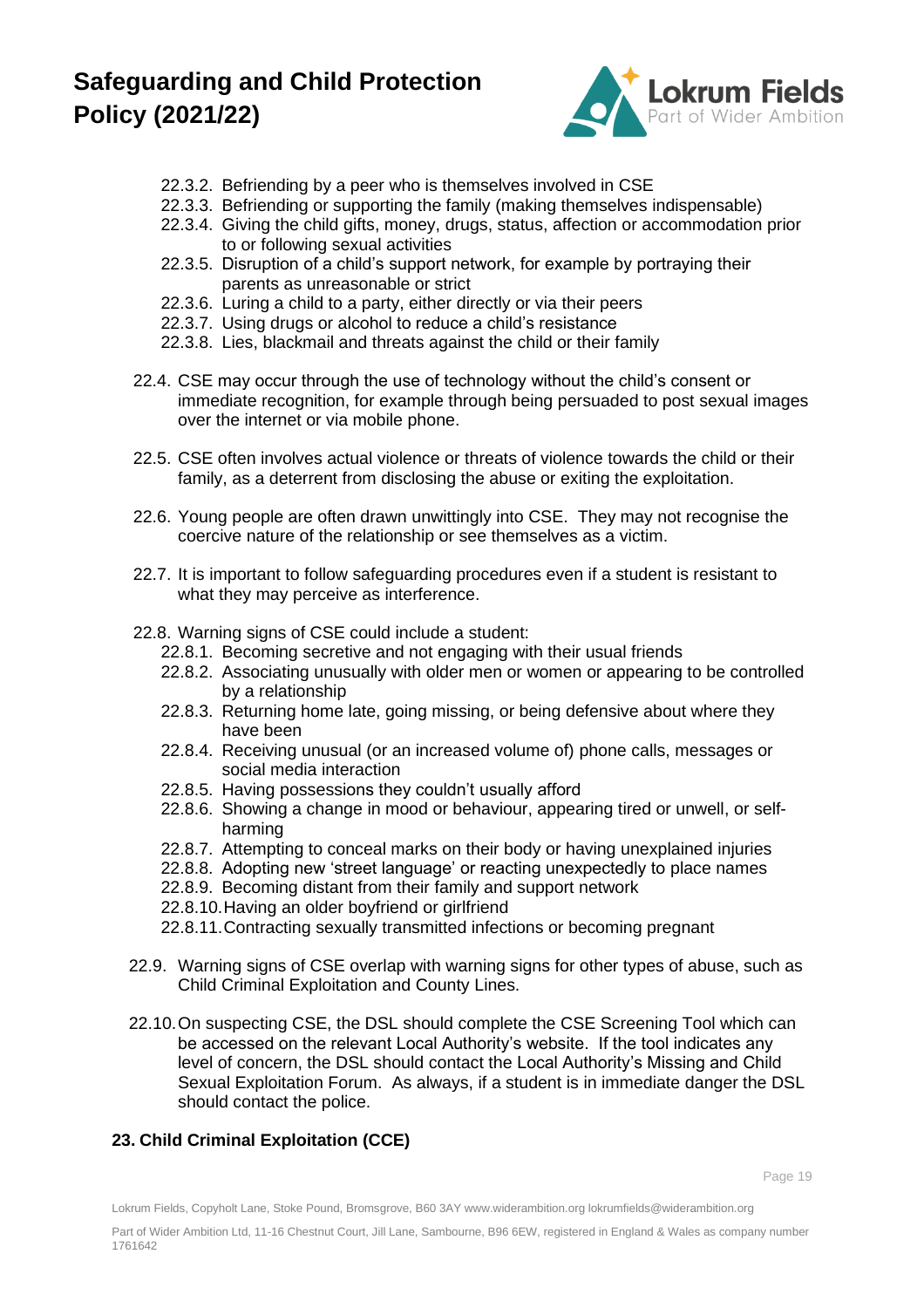- 22.3.2. Befriending by a peer who is themselves involved in CSE
- 22.3.3. Befriending or supporting the family (making themselves indispensable)
- 22.3.4. Giving the child gifts, money, drugs, status, affection or accommodation prior to or following sexual activities
- 22.3.5. Disruption of a child's support network, for example by portraying their parents as unreasonable or strict
- 22.3.6. Luring a child to a party, either directly or via their peers
- 22.3.7. Using drugs or alcohol to reduce a child's resistance
- 22.3.8. Lies, blackmail and threats against the child or their family

22.4. CSE may occur through the use of technology without the child's consent or immediate recognition, for example through being persuaded to post sexual images over the internet or via mobile phone.

22.5. CSE often involves actual violence or threats of violence towards the child or their family, as a deterrent from disclosing the abuse or exiting the exploitation.

22.6. Young people are often drawn unwittingly into CSE. They may not recognise the coercive nature of the relationship or see themselves as a victim.

22.7. It is important to follow safeguarding procedures even if a student is resistant to what they may perceive as interference.

22.8. Warning signs of CSE could include a student:

- 22.8.1. Becoming secretive and not engaging with their usual friends
- 22.8.2. Associating unusually with older men or women or appearing to be controlled by a relationship
- 22.8.3. Returning home late, going missing, or being defensive about where they have been
- 22.8.4. Receiving unusual (or an increased volume of) phone calls, messages or social media interaction
- 22.8.5. Having possessions they couldn't usually afford
- 22.8.6. Showing a change in mood or behaviour, appearing tired or unwell, or self-harming
- 22.8.7. Attempting to conceal marks on their body or having unexplained injuries
- 22.8.8. Adopting new 'street language' or reacting unexpectedly to place names
- 22.8.9. Becoming distant from their family and support network
- 22.8.10. Having an older boyfriend or girlfriend
- 22.8.11. Contracting sexually transmitted infections or becoming pregnant

22.9. Warning signs of CSE overlap with warning signs for other types of abuse, such as Child Criminal Exploitation and County Lines.

22.10. On suspecting CSE, the DSL should complete the CSE Screening Tool which can be accessed on the relevant Local Authority's website. If the tool indicates any level of concern, the DSL should contact the Local Authority's Missing and Child Sexual Exploitation Forum. As always, if a student is in immediate danger the DSL should contact the police.

## 23. Child Criminal Exploitation (CCE)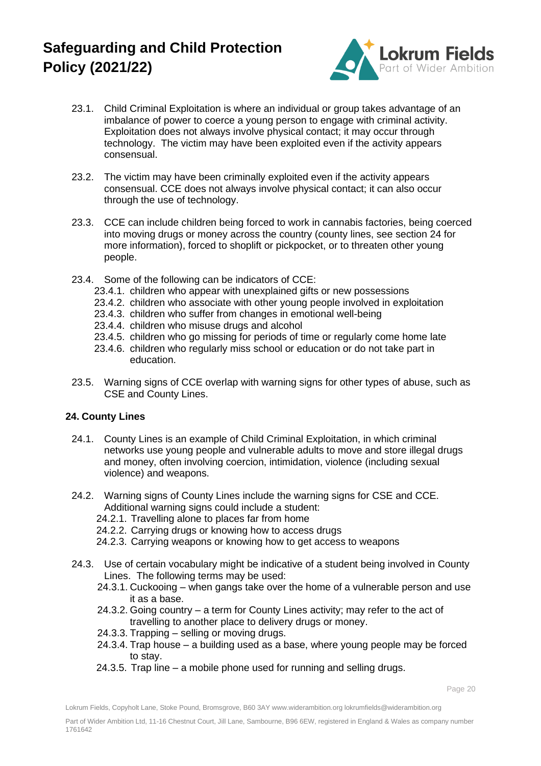23.1. Child Criminal Exploitation is where an individual or group takes advantage of an imbalance of power to coerce a young person to engage with criminal activity. Exploitation does not always involve physical contact; it may occur through technology. The victim may have been exploited even if the activity appears consensual.

23.2. The victim may have been criminally exploited even if the activity appears consensual. CCE does not always involve physical contact; it can also occur through the use of technology.

23.3. CCE can include children being forced to work in cannabis factories, being coerced into moving drugs or money across the country (county lines, see section 24 for more information), forced to shoplift or pickpocket, or to threaten other young people.

23.4. Some of the following can be indicators of CCE:

- 23.4.1. children who appear with unexplained gifts or new possessions
- 23.4.2. children who associate with other young people involved in exploitation
- 23.4.3. children who suffer from changes in emotional well-being
- 23.4.4. children who misuse drugs and alcohol
- 23.4.5. children who go missing for periods of time or regularly come home late
- 23.4.6. children who regularly miss school or education or do not take part in education.

23.5. Warning signs of CCE overlap with warning signs for other types of abuse, such as CSE and County Lines.

### 24. County Lines

24.1. County Lines is an example of Child Criminal Exploitation, in which criminal networks use young people and vulnerable adults to move and store illegal drugs and money, often involving coercion, intimidation, violence (including sexual violence) and weapons.

24.2. Warning signs of County Lines include the warning signs for CSE and CCE. Additional warning signs could include a student:

- 24.2.1. Travelling alone to places far from home
- 24.2.2. Carrying drugs or knowing how to access drugs
- 24.2.3. Carrying weapons or knowing how to get access to weapons

24.3. Use of certain vocabulary might be indicative of a student being involved in County Lines. The following terms may be used:

- 24.3.1. Cuckooing – when gangs take over the home of a vulnerable person and use it as a base.
- 24.3.2. Going country – a term for County Lines activity; may refer to the act of travelling to another place to delivery drugs or money.
- 24.3.3. Trapping – selling or moving drugs.
- 24.3.4. Trap house – a building used as a base, where young people may be forced to stay.
- 24.3.5. Trap line – a mobile phone used for running and selling drugs.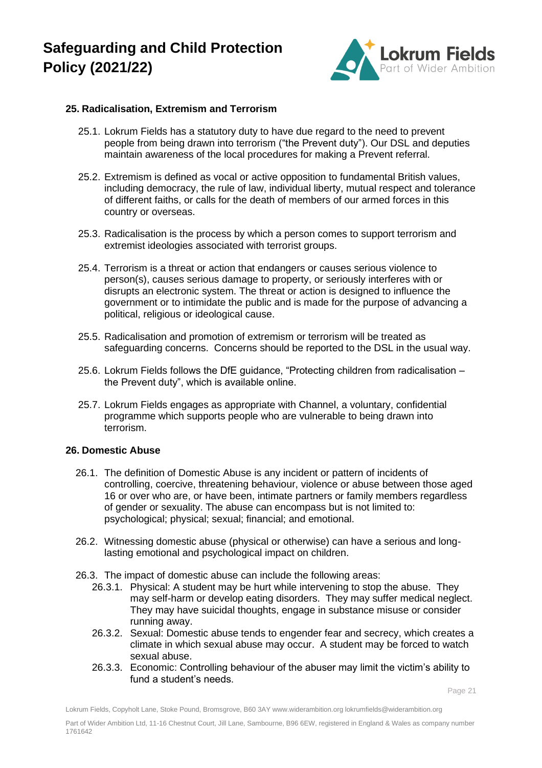## 25. Radicalisation, Extremism and Terrorism

25.1. Lokrum Fields has a statutory duty to have due regard to the need to prevent people from being drawn into terrorism ("the Prevent duty"). Our DSL and deputies maintain awareness of the local procedures for making a Prevent referral.

25.2. Extremism is defined as vocal or active opposition to fundamental British values, including democracy, the rule of law, individual liberty, mutual respect and tolerance of different faiths, or calls for the death of members of our armed forces in this country or overseas.

25.3. Radicalisation is the process by which a person comes to support terrorism and extremist ideologies associated with terrorist groups.

25.4. Terrorism is a threat or action that endangers or causes serious violence to person(s), causes serious damage to property, or seriously interferes with or disrupts an electronic system. The threat or action is designed to influence the government or to intimidate the public and is made for the purpose of advancing a political, religious or ideological cause.

25.5. Radicalisation and promotion of extremism or terrorism will be treated as safeguarding concerns. Concerns should be reported to the DSL in the usual way.

25.6. Lokrum Fields follows the DfE guidance, "Protecting children from radicalisation – the Prevent duty", which is available online.

25.7. Lokrum Fields engages as appropriate with Channel, a voluntary, confidential programme which supports people who are vulnerable to being drawn into terrorism.

## 26. Domestic Abuse

26.1. The definition of Domestic Abuse is any incident or pattern of incidents of controlling, coercive, threatening behaviour, violence or abuse between those aged 16 or over who are, or have been, intimate partners or family members regardless of gender or sexuality. The abuse can encompass but is not limited to: psychological; physical; sexual; financial; and emotional.

26.2. Witnessing domestic abuse (physical or otherwise) can have a serious and long-lasting emotional and psychological impact on children.

26.3. The impact of domestic abuse can include the following areas:

- 26.3.1. Physical: A student may be hurt while intervening to stop the abuse. They may self-harm or develop eating disorders. They may suffer medical neglect. They may have suicidal thoughts, engage in substance misuse or consider running away.
- 26.3.2. Sexual: Domestic abuse tends to engender fear and secrecy, which creates a climate in which sexual abuse may occur. A student may be forced to watch sexual abuse.
- 26.3.3. Economic: Controlling behaviour of the abuser may limit the victim's ability to fund a student's needs.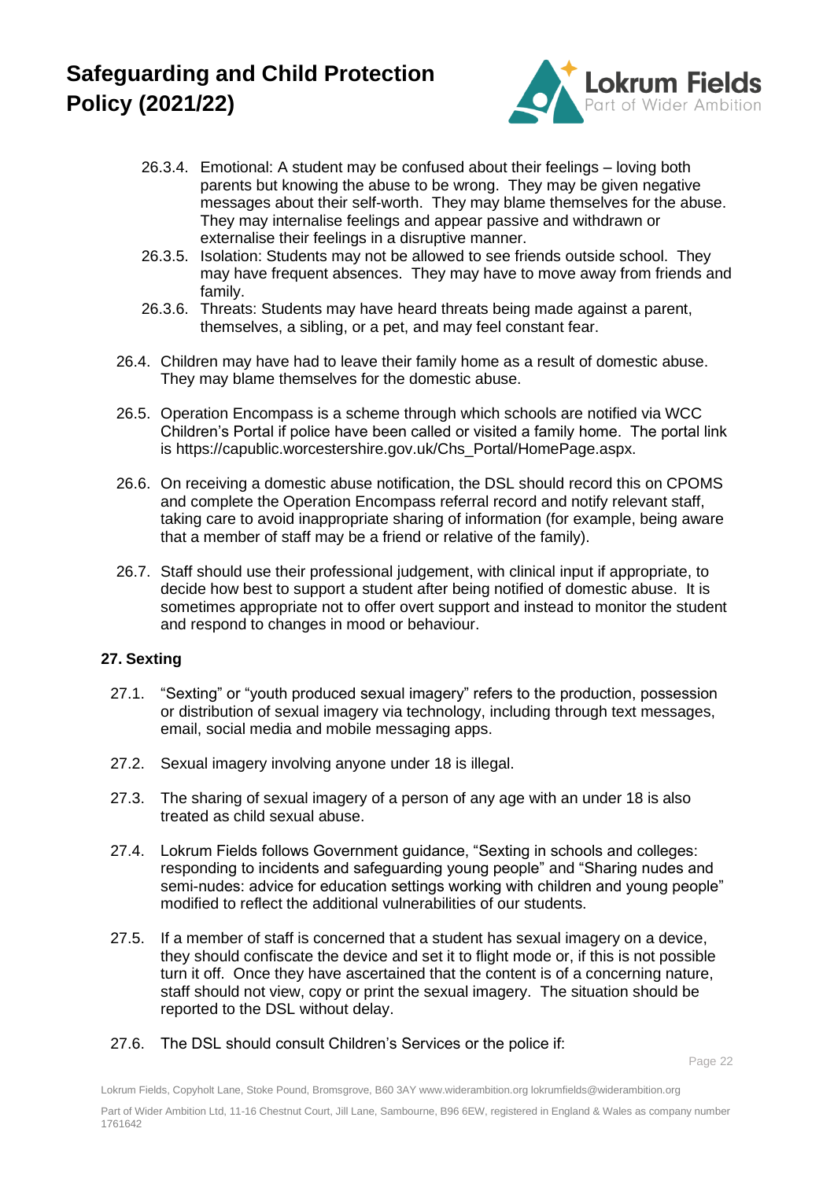26.3.4. Emotional: A student may be confused about their feelings – loving both parents but knowing the abuse to be wrong. They may be given negative messages about their self-worth. They may blame themselves for the abuse. They may internalise feelings and appear passive and withdrawn or externalise their feelings in a disruptive manner.

26.3.5. Isolation: Students may not be allowed to see friends outside school. They may have frequent absences. They may have to move away from friends and family.

26.3.6. Threats: Students may have heard threats being made against a parent, themselves, a sibling, or a pet, and may feel constant fear.

26.4. Children may have had to leave their family home as a result of domestic abuse. They may blame themselves for the domestic abuse.

26.5. Operation Encompass is a scheme through which schools are notified via WCC Children's Portal if police have been called or visited a family home. The portal link is https://capublic.worcestershire.gov.uk/Chs_Portal/HomePage.aspx.

26.6. On receiving a domestic abuse notification, the DSL should record this on CPOMS and complete the Operation Encompass referral record and notify relevant staff, taking care to avoid inappropriate sharing of information (for example, being aware that a member of staff may be a friend or relative of the family).

26.7. Staff should use their professional judgement, with clinical input if appropriate, to decide how best to support a student after being notified of domestic abuse. It is sometimes appropriate not to offer overt support and instead to monitor the student and respond to changes in mood or behaviour.

## 27. Sexting

27.1. "Sexting" or "youth produced sexual imagery" refers to the production, possession or distribution of sexual imagery via technology, including through text messages, email, social media and mobile messaging apps.

27.2. Sexual imagery involving anyone under 18 is illegal.

27.3. The sharing of sexual imagery of a person of any age with an under 18 is also treated as child sexual abuse.

27.4. Lokrum Fields follows Government guidance, "Sexting in schools and colleges: responding to incidents and safeguarding young people" and "Sharing nudes and semi-nudes: advice for education settings working with children and young people" modified to reflect the additional vulnerabilities of our students.

27.5. If a member of staff is concerned that a student has sexual imagery on a device, they should confiscate the device and set it to flight mode or, if this is not possible turn it off. Once they have ascertained that the content is of a concerning nature, staff should not view, copy or print the sexual imagery. The situation should be reported to the DSL without delay.

27.6. The DSL should consult Children's Services or the police if: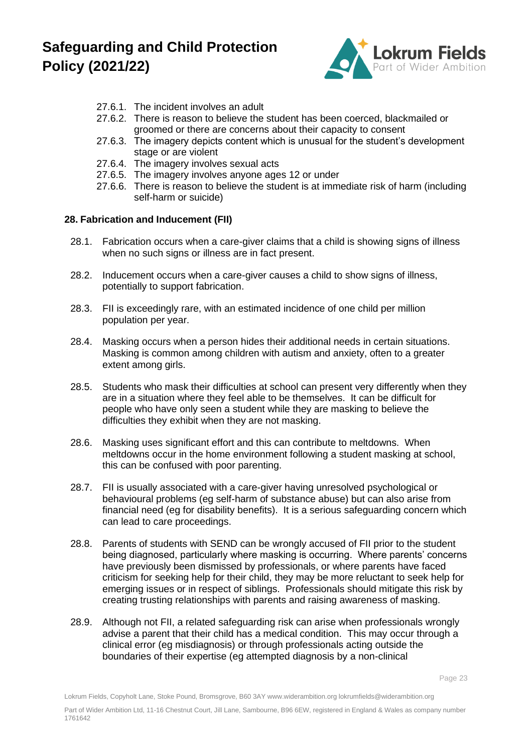27.6.1. The incident involves an adult
27.6.2. There is reason to believe the student has been coerced, blackmailed or groomed or there are concerns about their capacity to consent
27.6.3. The imagery depicts content which is unusual for the student's development stage or are violent
27.6.4. The imagery involves sexual acts
27.6.5. The imagery involves anyone ages 12 or under
27.6.6. There is reason to believe the student is at immediate risk of harm (including self-harm or suicide)

**28. Fabrication and Inducement (FII)**

28.1. Fabrication occurs when a care-giver claims that a child is showing signs of illness when no such signs or illness are in fact present.

28.2. Inducement occurs when a care-giver causes a child to show signs of illness, potentially to support fabrication.

28.3. FII is exceedingly rare, with an estimated incidence of one child per million population per year.

28.4. Masking occurs when a person hides their additional needs in certain situations. Masking is common among children with autism and anxiety, often to a greater extent among girls.

28.5. Students who mask their difficulties at school can present very differently when they are in a situation where they feel able to be themselves. It can be difficult for people who have only seen a student while they are masking to believe the difficulties they exhibit when they are not masking.

28.6. Masking uses significant effort and this can contribute to meltdowns. When meltdowns occur in the home environment following a student masking at school, this can be confused with poor parenting.

28.7. FII is usually associated with a care-giver having unresolved psychological or behavioural problems (eg self-harm of substance abuse) but can also arise from financial need (eg for disability benefits). It is a serious safeguarding concern which can lead to care proceedings.

28.8. Parents of students with SEND can be wrongly accused of FII prior to the student being diagnosed, particularly where masking is occurring. Where parents' concerns have previously been dismissed by professionals, or where parents have faced criticism for seeking help for their child, they may be more reluctant to seek help for emerging issues or in respect of siblings. Professionals should mitigate this risk by creating trusting relationships with parents and raising awareness of masking.

28.9. Although not FII, a related safeguarding risk can arise when professionals wrongly advise a parent that their child has a medical condition. This may occur through a clinical error (eg misdiagnosis) or through professionals acting outside the boundaries of their expertise (eg attempted diagnosis by a non-clinical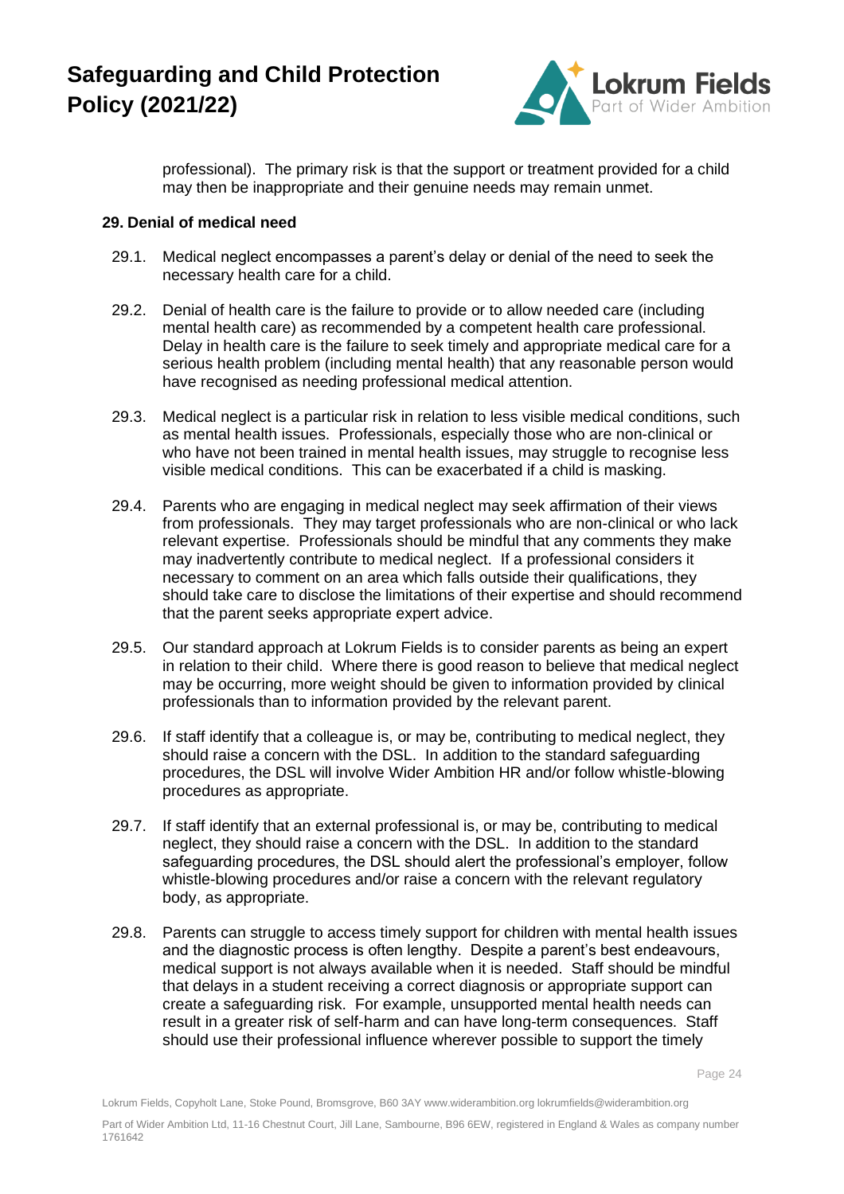professional). The primary risk is that the support or treatment provided for a child may then be inappropriate and their genuine needs may remain unmet.

**29. Denial of medical need**

29.1. Medical neglect encompasses a parent's delay or denial of the need to seek the necessary health care for a child.

29.2. Denial of health care is the failure to provide or to allow needed care (including mental health care) as recommended by a competent health care professional. Delay in health care is the failure to seek timely and appropriate medical care for a serious health problem (including mental health) that any reasonable person would have recognised as needing professional medical attention.

29.3. Medical neglect is a particular risk in relation to less visible medical conditions, such as mental health issues. Professionals, especially those who are non-clinical or who have not been trained in mental health issues, may struggle to recognise less visible medical conditions. This can be exacerbated if a child is masking.

29.4. Parents who are engaging in medical neglect may seek affirmation of their views from professionals. They may target professionals who are non-clinical or who lack relevant expertise. Professionals should be mindful that any comments they make may inadvertently contribute to medical neglect. If a professional considers it necessary to comment on an area which falls outside their qualifications, they should take care to disclose the limitations of their expertise and should recommend that the parent seeks appropriate expert advice.

29.5. Our standard approach at Lokrum Fields is to consider parents as being an expert in relation to their child. Where there is good reason to believe that medical neglect may be occurring, more weight should be given to information provided by clinical professionals than to information provided by the relevant parent.

29.6. If staff identify that a colleague is, or may be, contributing to medical neglect, they should raise a concern with the DSL. In addition to the standard safeguarding procedures, the DSL will involve Wider Ambition HR and/or follow whistle-blowing procedures as appropriate.

29.7. If staff identify that an external professional is, or may be, contributing to medical neglect, they should raise a concern with the DSL. In addition to the standard safeguarding procedures, the DSL should alert the professional's employer, follow whistle-blowing procedures and/or raise a concern with the relevant regulatory body, as appropriate.

29.8. Parents can struggle to access timely support for children with mental health issues and the diagnostic process is often lengthy. Despite a parent's best endeavours, medical support is not always available when it is needed. Staff should be mindful that delays in a student receiving a correct diagnosis or appropriate support can create a safeguarding risk. For example, unsupported mental health needs can result in a greater risk of self-harm and can have long-term consequences. Staff should use their professional influence wherever possible to support the timely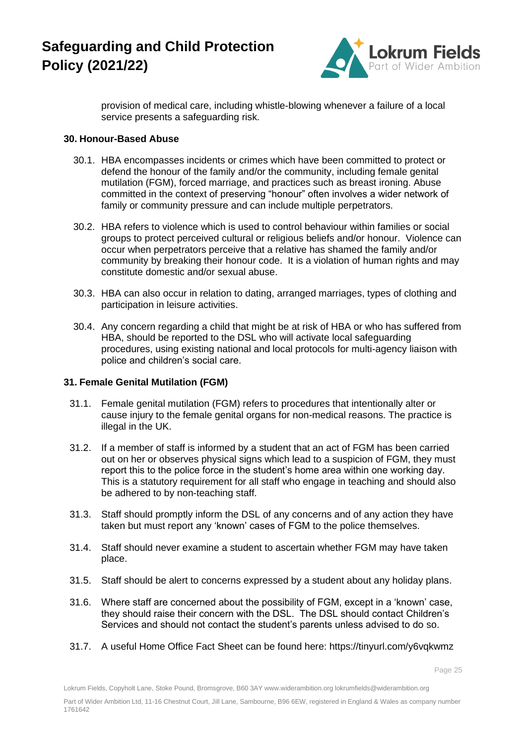provision of medical care, including whistle-blowing whenever a failure of a local service presents a safeguarding risk.

## 30. Honour-Based Abuse

30.1. HBA encompasses incidents or crimes which have been committed to protect or defend the honour of the family and/or the community, including female genital mutilation (FGM), forced marriage, and practices such as breast ironing. Abuse committed in the context of preserving "honour" often involves a wider network of family or community pressure and can include multiple perpetrators.

30.2. HBA refers to violence which is used to control behaviour within families or social groups to protect perceived cultural or religious beliefs and/or honour. Violence can occur when perpetrators perceive that a relative has shamed the family and/or community by breaking their honour code. It is a violation of human rights and may constitute domestic and/or sexual abuse.

30.3. HBA can also occur in relation to dating, arranged marriages, types of clothing and participation in leisure activities.

30.4. Any concern regarding a child that might be at risk of HBA or who has suffered from HBA, should be reported to the DSL who will activate local safeguarding procedures, using existing national and local protocols for multi-agency liaison with police and children's social care.

## 31. Female Genital Mutilation (FGM)

31.1. Female genital mutilation (FGM) refers to procedures that intentionally alter or cause injury to the female genital organs for non-medical reasons. The practice is illegal in the UK.

31.2. If a member of staff is informed by a student that an act of FGM has been carried out on her or observes physical signs which lead to a suspicion of FGM, they must report this to the police force in the student's home area within one working day. This is a statutory requirement for all staff who engage in teaching and should also be adhered to by non-teaching staff.

31.3. Staff should promptly inform the DSL of any concerns and of any action they have taken but must report any 'known' cases of FGM to the police themselves.

31.4. Staff should never examine a student to ascertain whether FGM may have taken place.

31.5. Staff should be alert to concerns expressed by a student about any holiday plans.

31.6. Where staff are concerned about the possibility of FGM, except in a 'known' case, they should raise their concern with the DSL. The DSL should contact Children's Services and should not contact the student's parents unless advised to do so.

31.7. A useful Home Office Fact Sheet can be found here: https://tinyurl.com/y6vqkwmz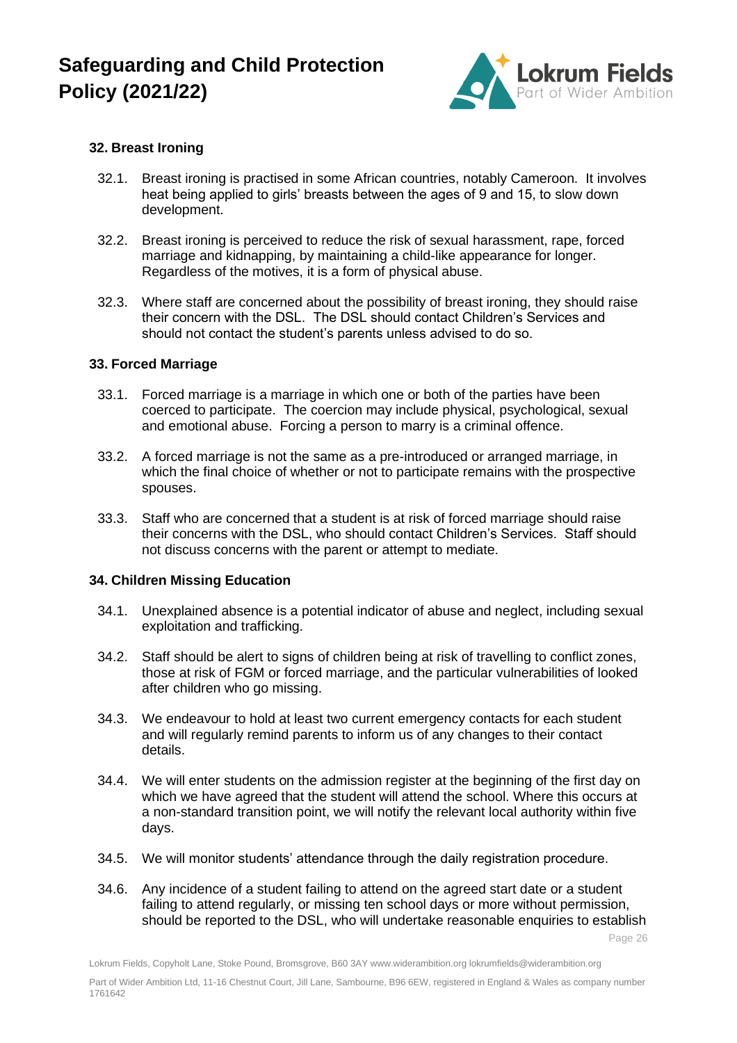### 32. Breast Ironing

32.1. Breast ironing is practised in some African countries, notably Cameroon. It involves heat being applied to girls' breasts between the ages of 9 and 15, to slow down development.

32.2. Breast ironing is perceived to reduce the risk of sexual harassment, rape, forced marriage and kidnapping, by maintaining a child-like appearance for longer. Regardless of the motives, it is a form of physical abuse.

32.3. Where staff are concerned about the possibility of breast ironing, they should raise their concern with the DSL. The DSL should contact Children's Services and should not contact the student's parents unless advised to do so.

### 33. Forced Marriage

33.1. Forced marriage is a marriage in which one or both of the parties have been coerced to participate. The coercion may include physical, psychological, sexual and emotional abuse. Forcing a person to marry is a criminal offence.

33.2. A forced marriage is not the same as a pre-introduced or arranged marriage, in which the final choice of whether or not to participate remains with the prospective spouses.

33.3. Staff who are concerned that a student is at risk of forced marriage should raise their concerns with the DSL, who should contact Children's Services. Staff should not discuss concerns with the parent or attempt to mediate.

### 34. Children Missing Education

34.1. Unexplained absence is a potential indicator of abuse and neglect, including sexual exploitation and trafficking.

34.2. Staff should be alert to signs of children being at risk of travelling to conflict zones, those at risk of FGM or forced marriage, and the particular vulnerabilities of looked after children who go missing.

34.3. We endeavour to hold at least two current emergency contacts for each student and will regularly remind parents to inform us of any changes to their contact details.

34.4. We will enter students on the admission register at the beginning of the first day on which we have agreed that the student will attend the school. Where this occurs at a non-standard transition point, we will notify the relevant local authority within five days.

34.5. We will monitor students' attendance through the daily registration procedure.

34.6. Any incidence of a student failing to attend on the agreed start date or a student failing to attend regularly, or missing ten school days or more without permission, should be reported to the DSL, who will undertake reasonable enquiries to establish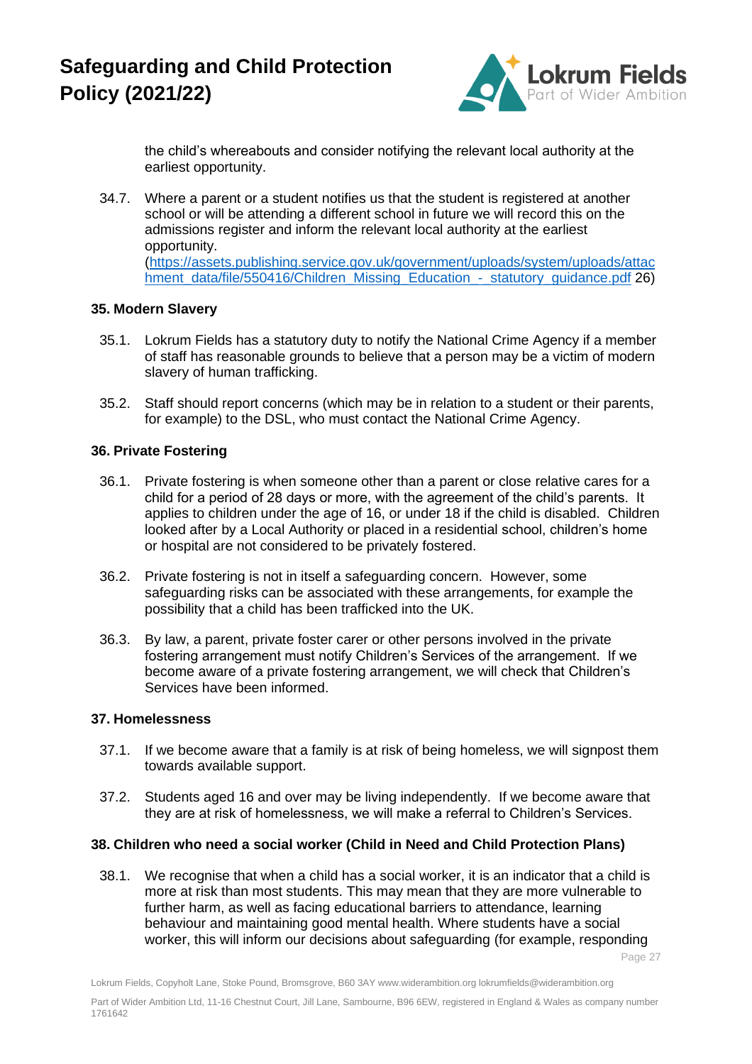the child's whereabouts and consider notifying the relevant local authority at the earliest opportunity.

34.7. Where a parent or a student notifies us that the student is registered at another school or will be attending a different school in future we will record this on the admissions register and inform the relevant local authority at the earliest opportunity. (https://assets.publishing.service.gov.uk/government/uploads/system/uploads/attachment_data/file/550416/Children_Missing_Education_-_statutory_guidance.pdf 26)

### 35. Modern Slavery

35.1. Lokrum Fields has a statutory duty to notify the National Crime Agency if a member of staff has reasonable grounds to believe that a person may be a victim of modern slavery of human trafficking.

35.2. Staff should report concerns (which may be in relation to a student or their parents, for example) to the DSL, who must contact the National Crime Agency.

### 36. Private Fostering

36.1. Private fostering is when someone other than a parent or close relative cares for a child for a period of 28 days or more, with the agreement of the child's parents. It applies to children under the age of 16, or under 18 if the child is disabled. Children looked after by a Local Authority or placed in a residential school, children's home or hospital are not considered to be privately fostered.

36.2. Private fostering is not in itself a safeguarding concern. However, some safeguarding risks can be associated with these arrangements, for example the possibility that a child has been trafficked into the UK.

36.3. By law, a parent, private foster carer or other persons involved in the private fostering arrangement must notify Children's Services of the arrangement. If we become aware of a private fostering arrangement, we will check that Children's Services have been informed.

### 37. Homelessness

37.1. If we become aware that a family is at risk of being homeless, we will signpost them towards available support.

37.2. Students aged 16 and over may be living independently. If we become aware that they are at risk of homelessness, we will make a referral to Children's Services.

### 38. Children who need a social worker (Child in Need and Child Protection Plans)

38.1. We recognise that when a child has a social worker, it is an indicator that a child is more at risk than most students. This may mean that they are more vulnerable to further harm, as well as facing educational barriers to attendance, learning behaviour and maintaining good mental health. Where students have a social worker, this will inform our decisions about safeguarding (for example, responding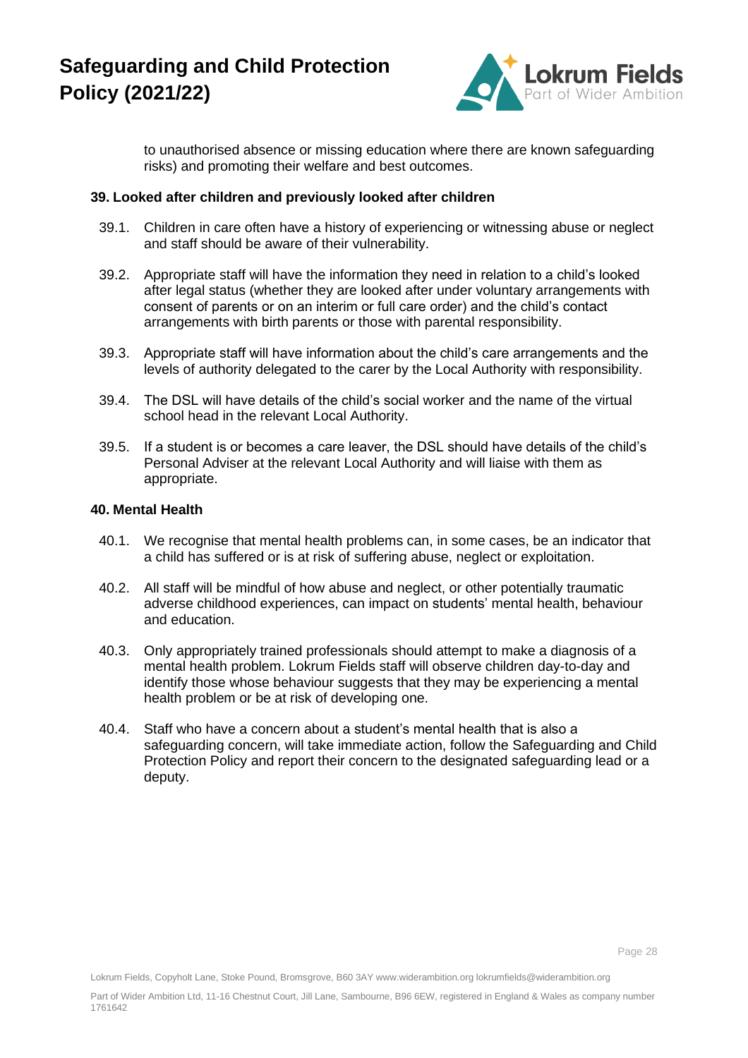to unauthorised absence or missing education where there are known safeguarding risks) and promoting their welfare and best outcomes.

### 39. Looked after children and previously looked after children

39.1. Children in care often have a history of experiencing or witnessing abuse or neglect and staff should be aware of their vulnerability.

39.2. Appropriate staff will have the information they need in relation to a child's looked after legal status (whether they are looked after under voluntary arrangements with consent of parents or on an interim or full care order) and the child's contact arrangements with birth parents or those with parental responsibility.

39.3. Appropriate staff will have information about the child's care arrangements and the levels of authority delegated to the carer by the Local Authority with responsibility.

39.4. The DSL will have details of the child's social worker and the name of the virtual school head in the relevant Local Authority.

39.5. If a student is or becomes a care leaver, the DSL should have details of the child's Personal Adviser at the relevant Local Authority and will liaise with them as appropriate.

### 40. Mental Health

40.1. We recognise that mental health problems can, in some cases, be an indicator that a child has suffered or is at risk of suffering abuse, neglect or exploitation.

40.2. All staff will be mindful of how abuse and neglect, or other potentially traumatic adverse childhood experiences, can impact on students' mental health, behaviour and education.

40.3. Only appropriately trained professionals should attempt to make a diagnosis of a mental health problem. Lokrum Fields staff will observe children day-to-day and identify those whose behaviour suggests that they may be experiencing a mental health problem or be at risk of developing one.

40.4. Staff who have a concern about a student's mental health that is also a safeguarding concern, will take immediate action, follow the Safeguarding and Child Protection Policy and report their concern to the designated safeguarding lead or a deputy.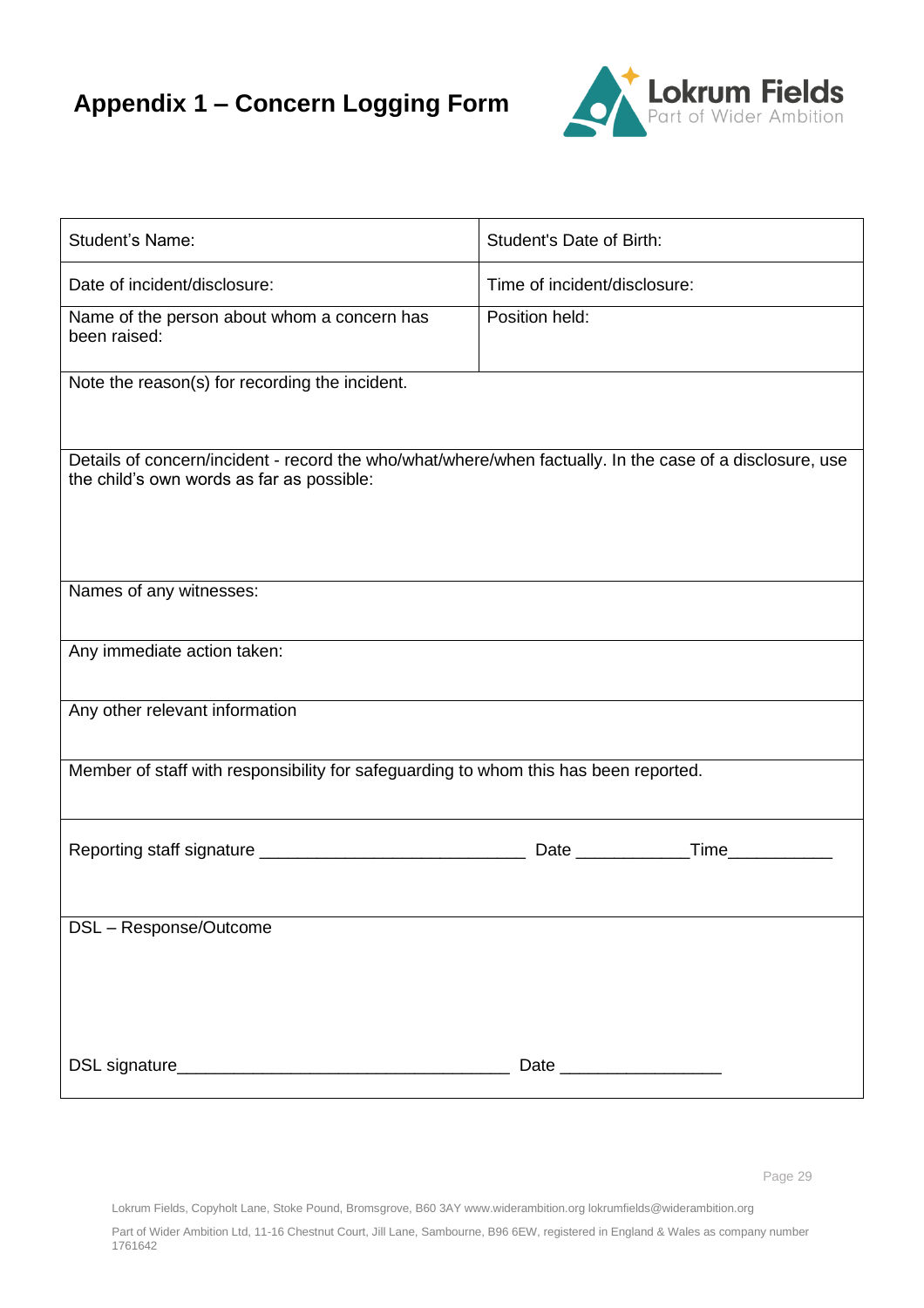# Appendix 1 – Concern Logging Form

| Student's Name: | Student's Date of Birth: |
|---|---|
| Date of incident/disclosure: | Time of incident/disclosure: |
| Name of the person about whom a concern has been raised: | Position held: |
| Note the reason(s) for recording the incident. | |
| Details of concern/incident - record the who/what/where/when factually. In the case of a disclosure, use the child's own words as far as possible: | |
| Names of any witnesses: | |
| Any immediate action taken: | |
| Any other relevant information | |
| Member of staff with responsibility for safeguarding to whom this has been reported. | |
| Reporting staff signature ____________________________ Date ____________Time___________ | |
| DSL – Response/Outcome | |
| DSL signature___________________________________ Date _________________ | |

Lokrum Fields, Copyholt Lane, Stoke Pound, Bromsgrove, B60 3AY www.widerambition.org lokrumfields@widerambition.org

Part of Wider Ambition Ltd, 11-16 Chestnut Court, Jill Lane, Sambourne, B96 6EW, registered in England & Wales as company number 1761642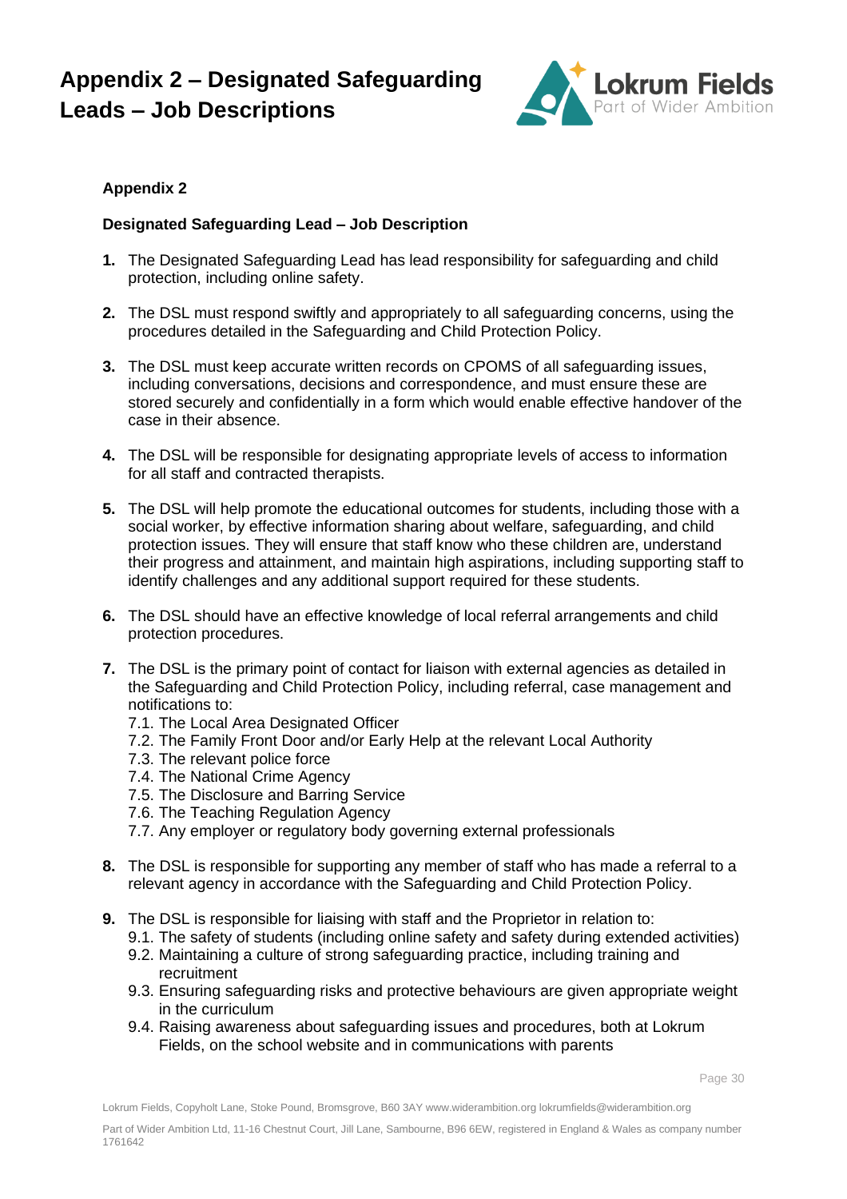# Appendix 2 – Designated Safeguarding Leads – Job Descriptions

**Appendix 2**

**Designated Safeguarding Lead – Job Description**

1. The Designated Safeguarding Lead has lead responsibility for safeguarding and child protection, including online safety.

2. The DSL must respond swiftly and appropriately to all safeguarding concerns, using the procedures detailed in the Safeguarding and Child Protection Policy.

3. The DSL must keep accurate written records on CPOMS of all safeguarding issues, including conversations, decisions and correspondence, and must ensure these are stored securely and confidentially in a form which would enable effective handover of the case in their absence.

4. The DSL will be responsible for designating appropriate levels of access to information for all staff and contracted therapists.

5. The DSL will help promote the educational outcomes for students, including those with a social worker, by effective information sharing about welfare, safeguarding, and child protection issues. They will ensure that staff know who these children are, understand their progress and attainment, and maintain high aspirations, including supporting staff to identify challenges and any additional support required for these students.

6. The DSL should have an effective knowledge of local referral arrangements and child protection procedures.

7. The DSL is the primary point of contact for liaison with external agencies as detailed in the Safeguarding and Child Protection Policy, including referral, case management and notifications to:
   - 7.1. The Local Area Designated Officer
   - 7.2. The Family Front Door and/or Early Help at the relevant Local Authority
   - 7.3. The relevant police force
   - 7.4. The National Crime Agency
   - 7.5. The Disclosure and Barring Service
   - 7.6. The Teaching Regulation Agency
   - 7.7. Any employer or regulatory body governing external professionals

8. The DSL is responsible for supporting any member of staff who has made a referral to a relevant agency in accordance with the Safeguarding and Child Protection Policy.

9. The DSL is responsible for liaising with staff and the Proprietor in relation to:
   - 9.1. The safety of students (including online safety and safety during extended activities)
   - 9.2. Maintaining a culture of strong safeguarding practice, including training and recruitment
   - 9.3. Ensuring safeguarding risks and protective behaviours are given appropriate weight in the curriculum
   - 9.4. Raising awareness about safeguarding issues and procedures, both at Lokrum Fields, on the school website and in communications with parents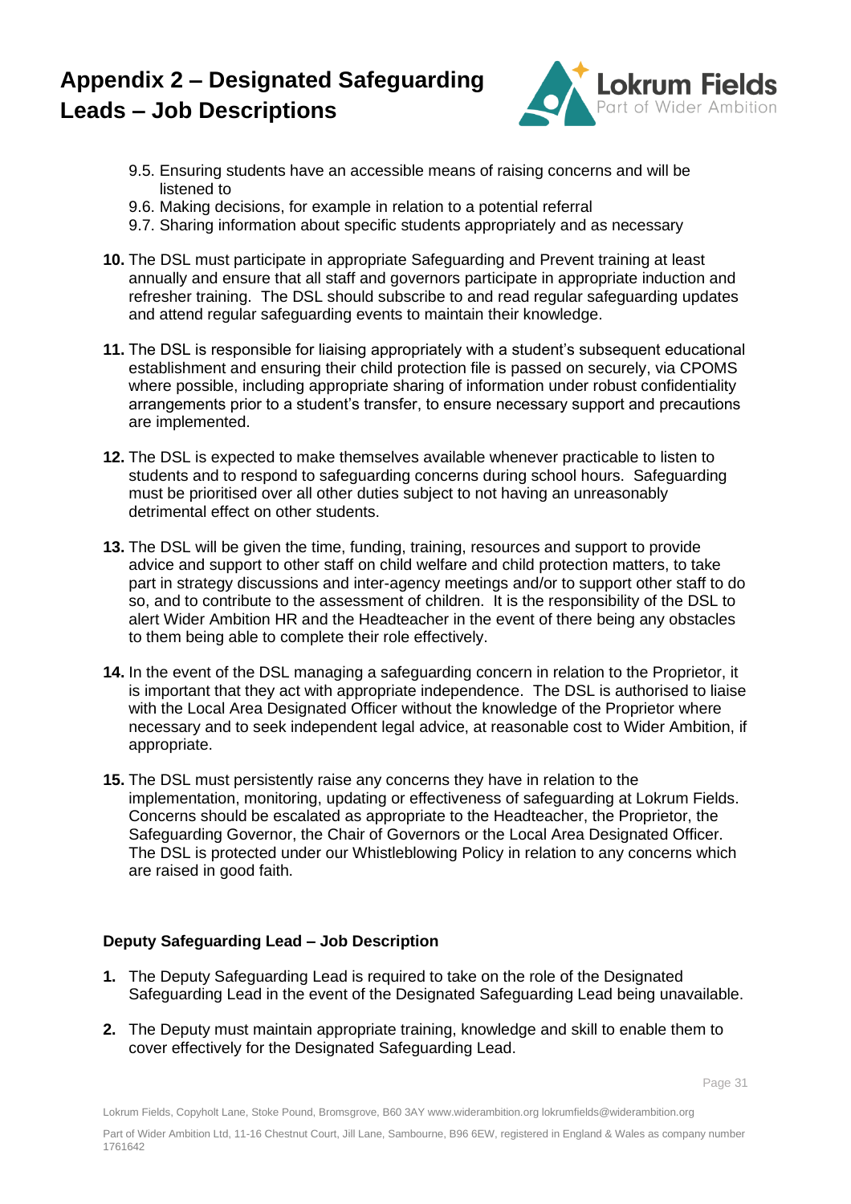9.5. Ensuring students have an accessible means of raising concerns and will be listened to
9.6. Making decisions, for example in relation to a potential referral
9.7. Sharing information about specific students appropriately and as necessary

**10.** The DSL must participate in appropriate Safeguarding and Prevent training at least annually and ensure that all staff and governors participate in appropriate induction and refresher training. The DSL should subscribe to and read regular safeguarding updates and attend regular safeguarding events to maintain their knowledge.

**11.** The DSL is responsible for liaising appropriately with a student's subsequent educational establishment and ensuring their child protection file is passed on securely, via CPOMS where possible, including appropriate sharing of information under robust confidentiality arrangements prior to a student's transfer, to ensure necessary support and precautions are implemented.

**12.** The DSL is expected to make themselves available whenever practicable to listen to students and to respond to safeguarding concerns during school hours. Safeguarding must be prioritised over all other duties subject to not having an unreasonably detrimental effect on other students.

**13.** The DSL will be given the time, funding, training, resources and support to provide advice and support to other staff on child welfare and child protection matters, to take part in strategy discussions and inter-agency meetings and/or to support other staff to do so, and to contribute to the assessment of children. It is the responsibility of the DSL to alert Wider Ambition HR and the Headteacher in the event of there being any obstacles to them being able to complete their role effectively.

**14.** In the event of the DSL managing a safeguarding concern in relation to the Proprietor, it is important that they act with appropriate independence. The DSL is authorised to liaise with the Local Area Designated Officer without the knowledge of the Proprietor where necessary and to seek independent legal advice, at reasonable cost to Wider Ambition, if appropriate.

**15.** The DSL must persistently raise any concerns they have in relation to the implementation, monitoring, updating or effectiveness of safeguarding at Lokrum Fields. Concerns should be escalated as appropriate to the Headteacher, the Proprietor, the Safeguarding Governor, the Chair of Governors or the Local Area Designated Officer. The DSL is protected under our Whistleblowing Policy in relation to any concerns which are raised in good faith.

### Deputy Safeguarding Lead – Job Description

**1.** The Deputy Safeguarding Lead is required to take on the role of the Designated Safeguarding Lead in the event of the Designated Safeguarding Lead being unavailable.

**2.** The Deputy must maintain appropriate training, knowledge and skill to enable them to cover effectively for the Designated Safeguarding Lead.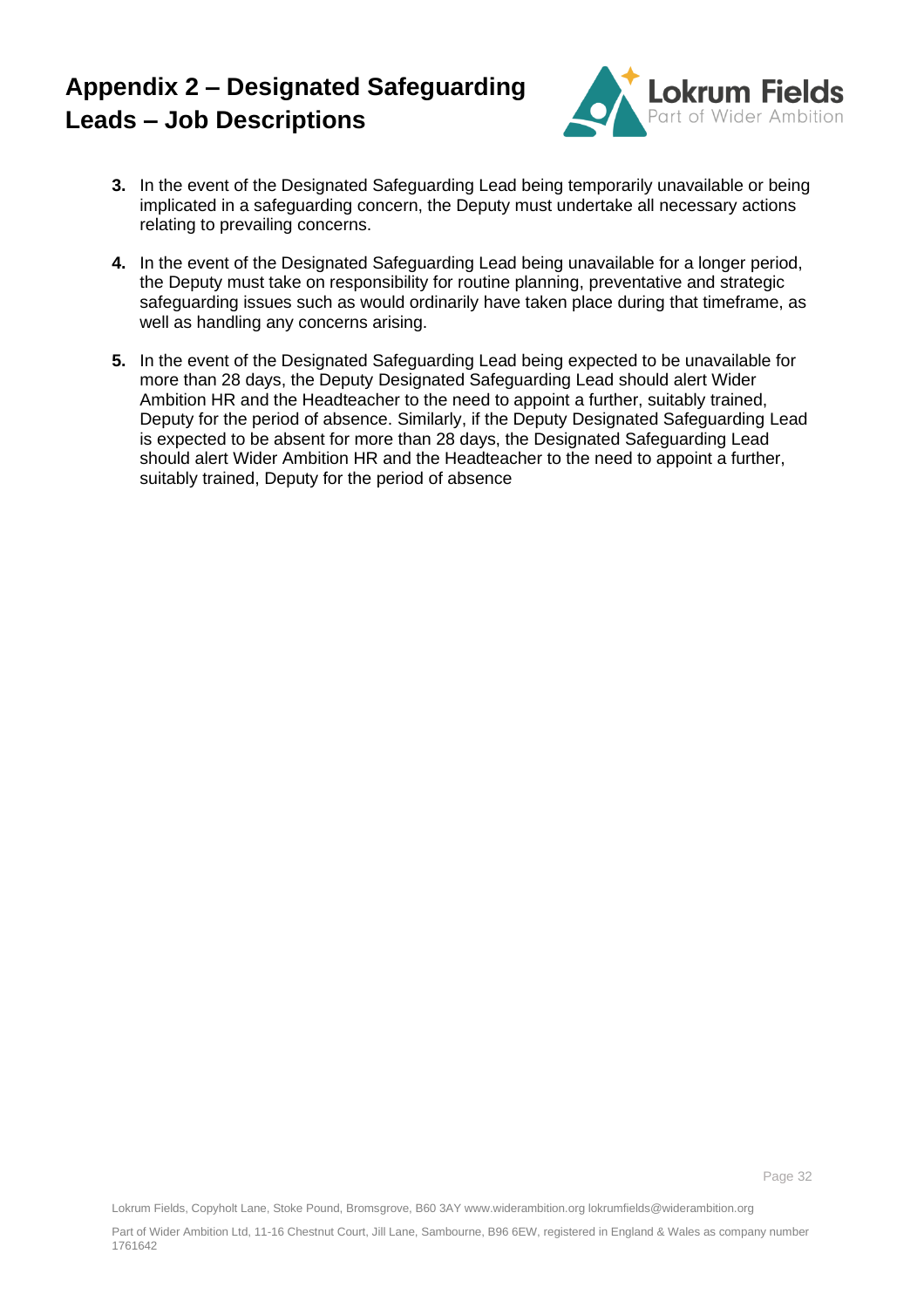# Appendix 2 – Designated Safeguarding Leads – Job Descriptions

3. In the event of the Designated Safeguarding Lead being temporarily unavailable or being implicated in a safeguarding concern, the Deputy must undertake all necessary actions relating to prevailing concerns.

4. In the event of the Designated Safeguarding Lead being unavailable for a longer period, the Deputy must take on responsibility for routine planning, preventative and strategic safeguarding issues such as would ordinarily have taken place during that timeframe, as well as handling any concerns arising.

5. In the event of the Designated Safeguarding Lead being expected to be unavailable for more than 28 days, the Deputy Designated Safeguarding Lead should alert Wider Ambition HR and the Headteacher to the need to appoint a further, suitably trained, Deputy for the period of absence. Similarly, if the Deputy Designated Safeguarding Lead is expected to be absent for more than 28 days, the Designated Safeguarding Lead should alert Wider Ambition HR and the Headteacher to the need to appoint a further, suitably trained, Deputy for the period of absence